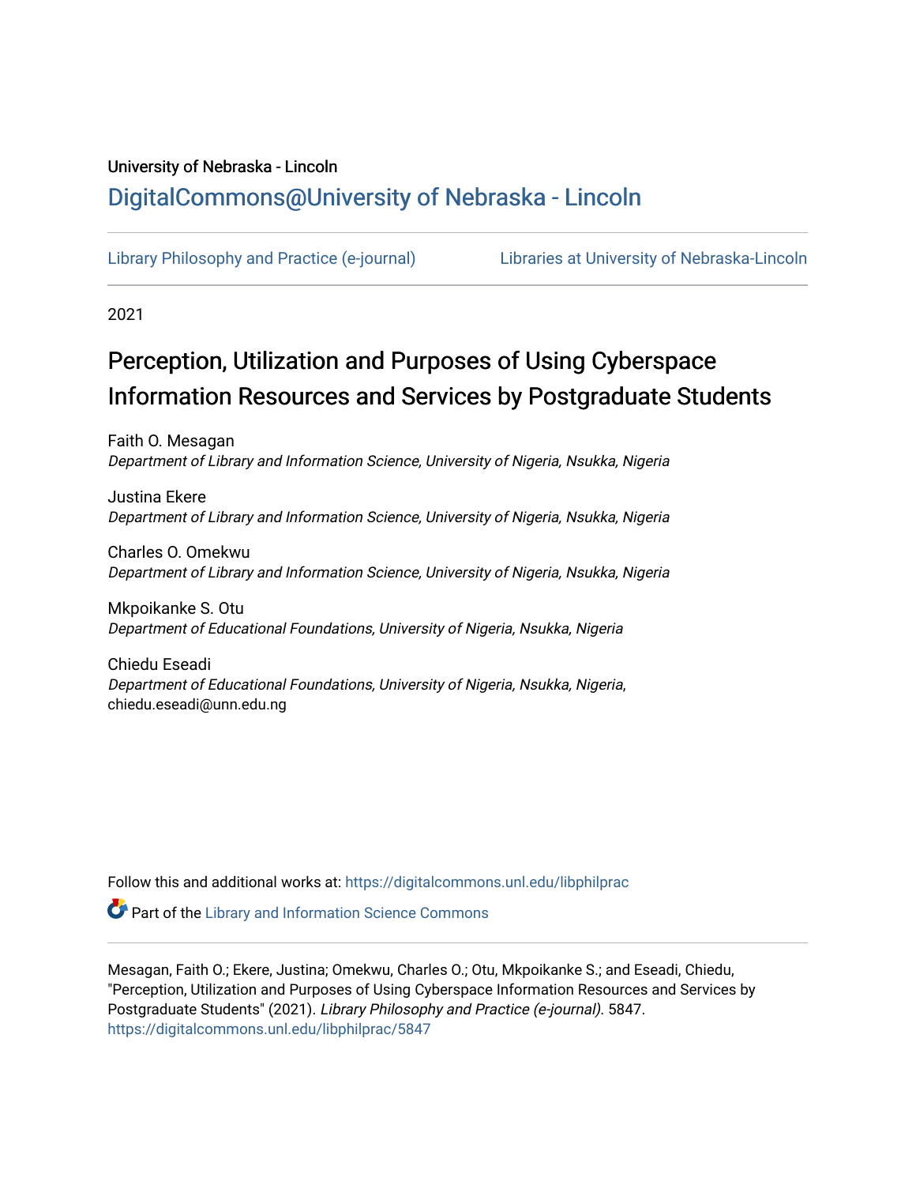University of Nebraska - Lincoln

## DigitalCommons@University of Nebraska - Lincoln

Library Philosophy and Practice (e-journal) Libraries at University of Nebraska-Lincoln

2021

# Perception, Utilization and Purposes of Using Cyberspace Information Resources and Services by Postgraduate Students

Faith O. Mesagan
*Department of Library and Information Science, University of Nigeria, Nsukka, Nigeria*

Justina Ekere
*Department of Library and Information Science, University of Nigeria, Nsukka, Nigeria*

Charles O. Omekwu
*Department of Library and Information Science, University of Nigeria, Nsukka, Nigeria*

Mkpoikanke S. Otu
*Department of Educational Foundations, University of Nigeria, Nsukka, Nigeria*

Chiedu Eseadi
*Department of Educational Foundations, University of Nigeria, Nsukka, Nigeria*, chiedu.eseadi@unn.edu.ng

Follow this and additional works at: https://digitalcommons.unl.edu/libphilprac

Part of the Library and Information Science Commons

Mesagan, Faith O.; Ekere, Justina; Omekwu, Charles O.; Otu, Mkpoikanke S.; and Eseadi, Chiedu, "Perception, Utilization and Purposes of Using Cyberspace Information Resources and Services by Postgraduate Students" (2021). *Library Philosophy and Practice (e-journal)*. 5847.
https://digitalcommons.unl.edu/libphilprac/5847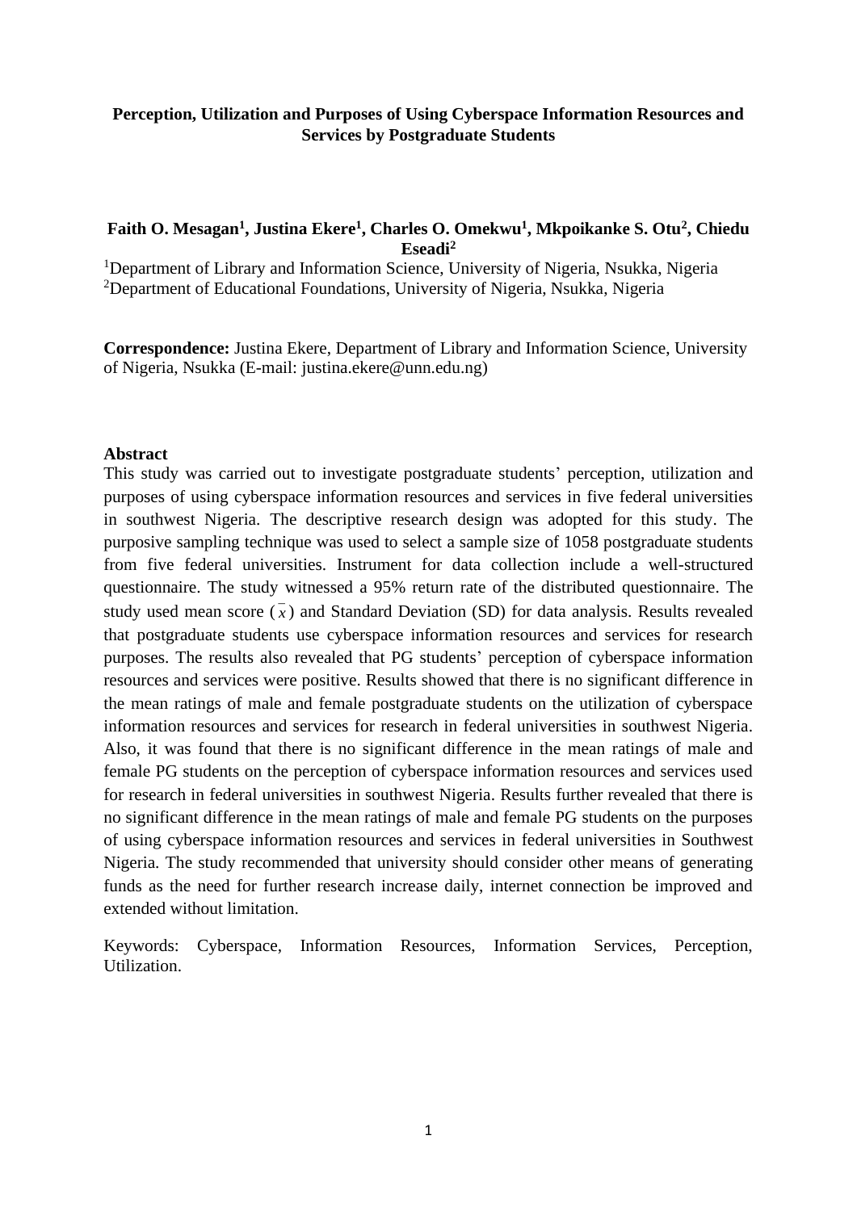**Perception, Utilization and Purposes of Using Cyberspace Information Resources and Services by Postgraduate Students**

**Faith O. Mesagan[1], Justina Ekere[1], Charles O. Omekwu[1], Mkpoikanke S. Otu[2], Chiedu Eseadi[2]**

[1]Department of Library and Information Science, University of Nigeria, Nsukka, Nigeria
[2]Department of Educational Foundations, University of Nigeria, Nsukka, Nigeria

**Correspondence:** Justina Ekere, Department of Library and Information Science, University of Nigeria, Nsukka (E-mail: justina.ekere@unn.edu.ng)

**Abstract**

This study was carried out to investigate postgraduate students' perception, utilization and purposes of using cyberspace information resources and services in five federal universities in southwest Nigeria. The descriptive research design was adopted for this study. The purposive sampling technique was used to select a sample size of 1058 postgraduate students from five federal universities. Instrument for data collection include a well-structured questionnaire. The study witnessed a 95% return rate of the distributed questionnaire. The study used mean score ($\bar{x}$) and Standard Deviation (SD) for data analysis. Results revealed that postgraduate students use cyberspace information resources and services for research purposes. The results also revealed that PG students' perception of cyberspace information resources and services were positive. Results showed that there is no significant difference in the mean ratings of male and female postgraduate students on the utilization of cyberspace information resources and services for research in federal universities in southwest Nigeria. Also, it was found that there is no significant difference in the mean ratings of male and female PG students on the perception of cyberspace information resources and services used for research in federal universities in southwest Nigeria. Results further revealed that there is no significant difference in the mean ratings of male and female PG students on the purposes of using cyberspace information resources and services in federal universities in Southwest Nigeria. The study recommended that university should consider other means of generating funds as the need for further research increase daily, internet connection be improved and extended without limitation.

Keywords: Cyberspace, Information Resources, Information Services, Perception, Utilization.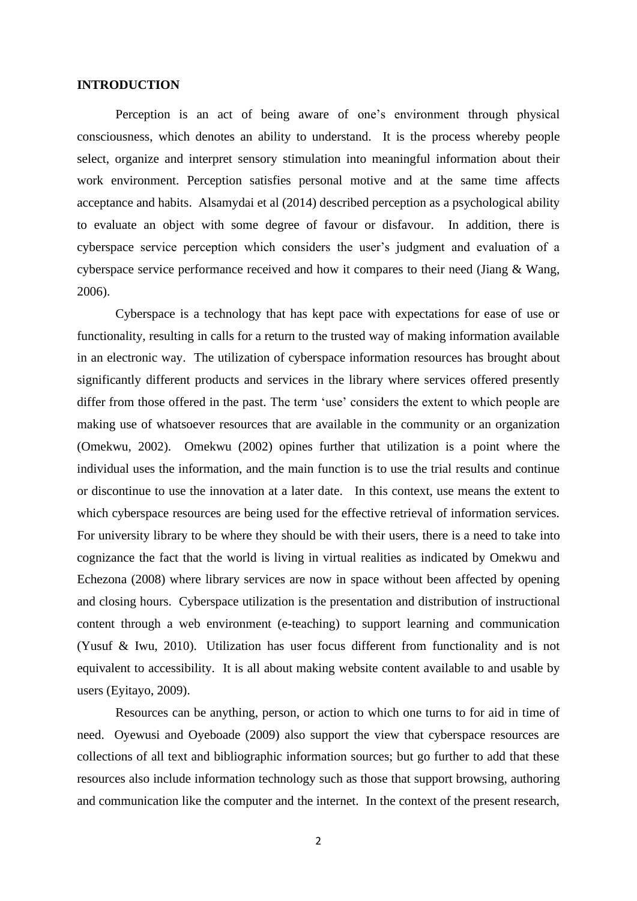## INTRODUCTION

Perception is an act of being aware of one's environment through physical consciousness, which denotes an ability to understand. It is the process whereby people select, organize and interpret sensory stimulation into meaningful information about their work environment. Perception satisfies personal motive and at the same time affects acceptance and habits. Alsamydai et al (2014) described perception as a psychological ability to evaluate an object with some degree of favour or disfavour. In addition, there is cyberspace service perception which considers the user's judgment and evaluation of a cyberspace service performance received and how it compares to their need (Jiang & Wang, 2006).

Cyberspace is a technology that has kept pace with expectations for ease of use or functionality, resulting in calls for a return to the trusted way of making information available in an electronic way. The utilization of cyberspace information resources has brought about significantly different products and services in the library where services offered presently differ from those offered in the past. The term 'use' considers the extent to which people are making use of whatsoever resources that are available in the community or an organization (Omekwu, 2002). Omekwu (2002) opines further that utilization is a point where the individual uses the information, and the main function is to use the trial results and continue or discontinue to use the innovation at a later date. In this context, use means the extent to which cyberspace resources are being used for the effective retrieval of information services. For university library to be where they should be with their users, there is a need to take into cognizance the fact that the world is living in virtual realities as indicated by Omekwu and Echezona (2008) where library services are now in space without been affected by opening and closing hours. Cyberspace utilization is the presentation and distribution of instructional content through a web environment (e-teaching) to support learning and communication (Yusuf & Iwu, 2010). Utilization has user focus different from functionality and is not equivalent to accessibility. It is all about making website content available to and usable by users (Eyitayo, 2009).

Resources can be anything, person, or action to which one turns to for aid in time of need. Oyewusi and Oyeboade (2009) also support the view that cyberspace resources are collections of all text and bibliographic information sources; but go further to add that these resources also include information technology such as those that support browsing, authoring and communication like the computer and the internet. In the context of the present research,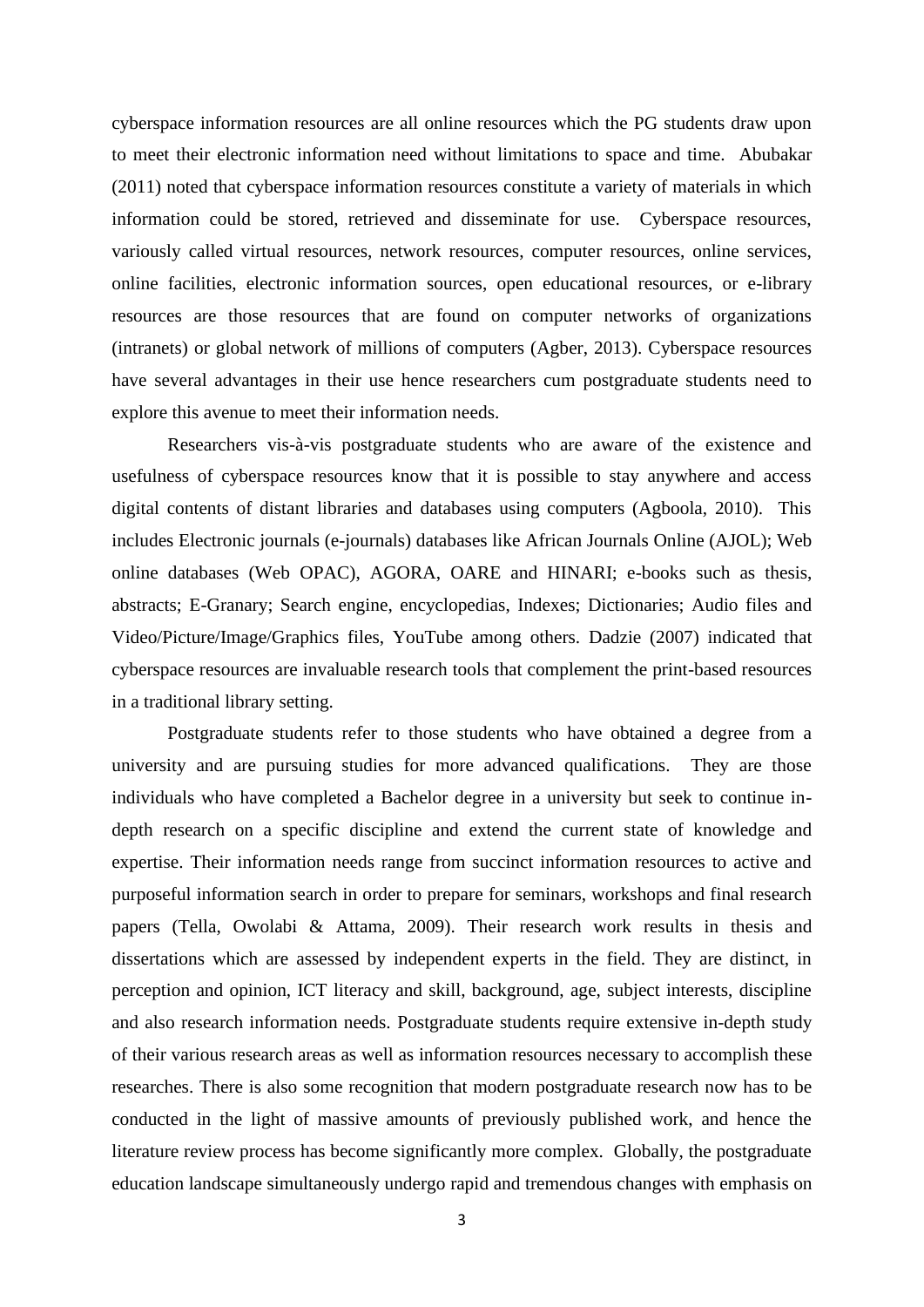cyberspace information resources are all online resources which the PG students draw upon to meet their electronic information need without limitations to space and time. Abubakar (2011) noted that cyberspace information resources constitute a variety of materials in which information could be stored, retrieved and disseminate for use. Cyberspace resources, variously called virtual resources, network resources, computer resources, online services, online facilities, electronic information sources, open educational resources, or e-library resources are those resources that are found on computer networks of organizations (intranets) or global network of millions of computers (Agber, 2013). Cyberspace resources have several advantages in their use hence researchers cum postgraduate students need to explore this avenue to meet their information needs.

Researchers vis-à-vis postgraduate students who are aware of the existence and usefulness of cyberspace resources know that it is possible to stay anywhere and access digital contents of distant libraries and databases using computers (Agboola, 2010). This includes Electronic journals (e-journals) databases like African Journals Online (AJOL); Web online databases (Web OPAC), AGORA, OARE and HINARI; e-books such as thesis, abstracts; E-Granary; Search engine, encyclopedias, Indexes; Dictionaries; Audio files and Video/Picture/Image/Graphics files, YouTube among others. Dadzie (2007) indicated that cyberspace resources are invaluable research tools that complement the print-based resources in a traditional library setting.

Postgraduate students refer to those students who have obtained a degree from a university and are pursuing studies for more advanced qualifications. They are those individuals who have completed a Bachelor degree in a university but seek to continue in-depth research on a specific discipline and extend the current state of knowledge and expertise. Their information needs range from succinct information resources to active and purposeful information search in order to prepare for seminars, workshops and final research papers (Tella, Owolabi & Attama, 2009). Their research work results in thesis and dissertations which are assessed by independent experts in the field. They are distinct, in perception and opinion, ICT literacy and skill, background, age, subject interests, discipline and also research information needs. Postgraduate students require extensive in-depth study of their various research areas as well as information resources necessary to accomplish these researches. There is also some recognition that modern postgraduate research now has to be conducted in the light of massive amounts of previously published work, and hence the literature review process has become significantly more complex. Globally, the postgraduate education landscape simultaneously undergo rapid and tremendous changes with emphasis on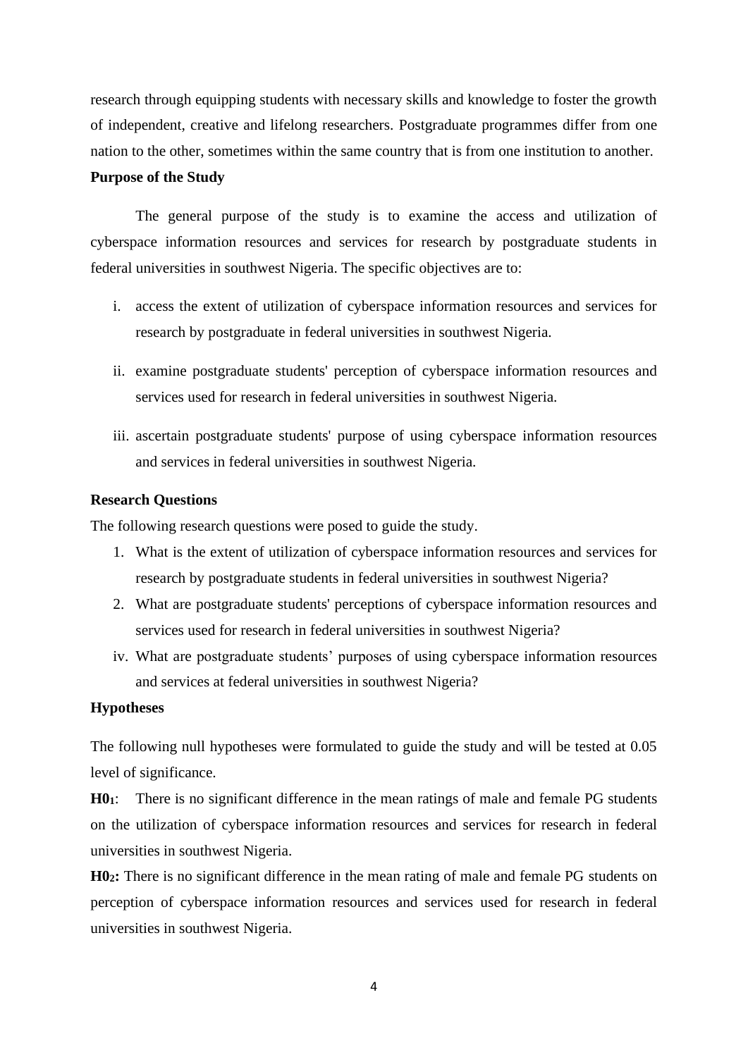research through equipping students with necessary skills and knowledge to foster the growth of independent, creative and lifelong researchers. Postgraduate programmes differ from one nation to the other, sometimes within the same country that is from one institution to another.

**Purpose of the Study**

The general purpose of the study is to examine the access and utilization of cyberspace information resources and services for research by postgraduate students in federal universities in southwest Nigeria. The specific objectives are to:

i. access the extent of utilization of cyberspace information resources and services for research by postgraduate in federal universities in southwest Nigeria.

ii. examine postgraduate students' perception of cyberspace information resources and services used for research in federal universities in southwest Nigeria.

iii. ascertain postgraduate students' purpose of using cyberspace information resources and services in federal universities in southwest Nigeria.

**Research Questions**

The following research questions were posed to guide the study.

1. What is the extent of utilization of cyberspace information resources and services for research by postgraduate students in federal universities in southwest Nigeria?
2. What are postgraduate students' perceptions of cyberspace information resources and services used for research in federal universities in southwest Nigeria?

iv. What are postgraduate students' purposes of using cyberspace information resources and services at federal universities in southwest Nigeria?

**Hypotheses**

The following null hypotheses were formulated to guide the study and will be tested at 0.05 level of significance.

**$H0_1$**: There is no significant difference in the mean ratings of male and female PG students on the utilization of cyberspace information resources and services for research in federal universities in southwest Nigeria.

**$H0_2$:** There is no significant difference in the mean rating of male and female PG students on perception of cyberspace information resources and services used for research in federal universities in southwest Nigeria.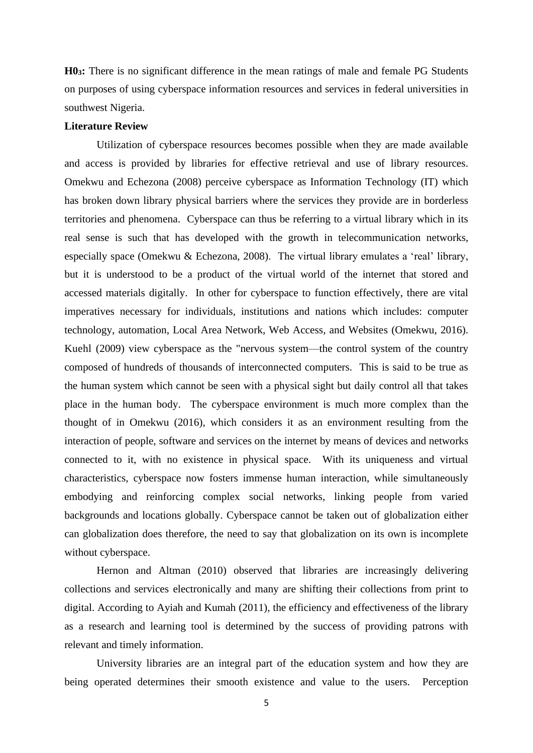**$H0_3$:** There is no significant difference in the mean ratings of male and female PG Students on purposes of using cyberspace information resources and services in federal universities in southwest Nigeria.

**Literature Review**

Utilization of cyberspace resources becomes possible when they are made available and access is provided by libraries for effective retrieval and use of library resources. Omekwu and Echezona (2008) perceive cyberspace as Information Technology (IT) which has broken down library physical barriers where the services they provide are in borderless territories and phenomena. Cyberspace can thus be referring to a virtual library which in its real sense is such that has developed with the growth in telecommunication networks, especially space (Omekwu & Echezona, 2008). The virtual library emulates a 'real' library, but it is understood to be a product of the virtual world of the internet that stored and accessed materials digitally. In other for cyberspace to function effectively, there are vital imperatives necessary for individuals, institutions and nations which includes: computer technology, automation, Local Area Network, Web Access, and Websites (Omekwu, 2016). Kuehl (2009) view cyberspace as the "nervous system—the control system of the country composed of hundreds of thousands of interconnected computers. This is said to be true as the human system which cannot be seen with a physical sight but daily control all that takes place in the human body. The cyberspace environment is much more complex than the thought of in Omekwu (2016), which considers it as an environment resulting from the interaction of people, software and services on the internet by means of devices and networks connected to it, with no existence in physical space. With its uniqueness and virtual characteristics, cyberspace now fosters immense human interaction, while simultaneously embodying and reinforcing complex social networks, linking people from varied backgrounds and locations globally. Cyberspace cannot be taken out of globalization either can globalization does therefore, the need to say that globalization on its own is incomplete without cyberspace.

Hernon and Altman (2010) observed that libraries are increasingly delivering collections and services electronically and many are shifting their collections from print to digital. According to Ayiah and Kumah (2011), the efficiency and effectiveness of the library as a research and learning tool is determined by the success of providing patrons with relevant and timely information.

University libraries are an integral part of the education system and how they are being operated determines their smooth existence and value to the users. Perception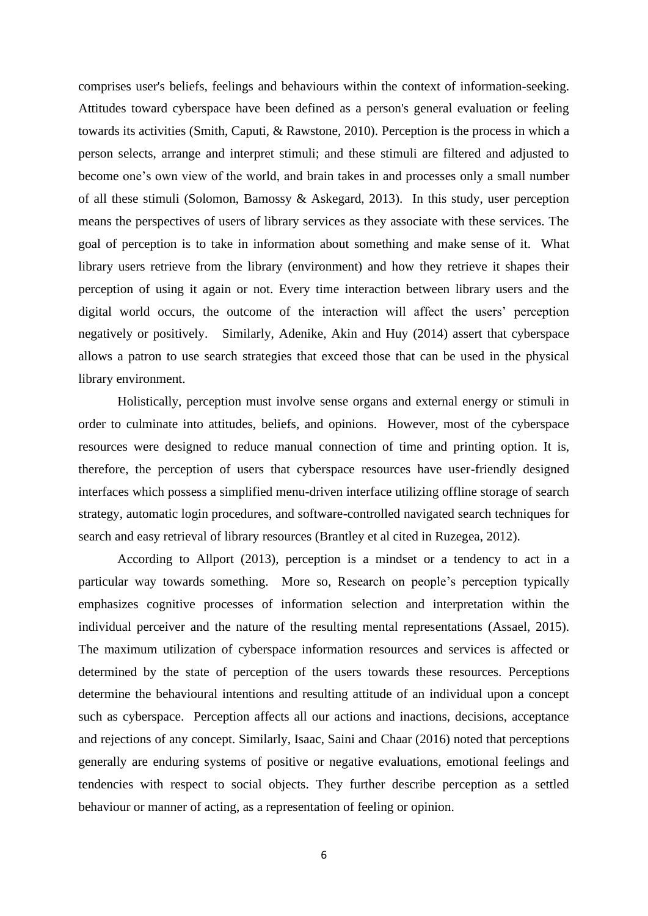comprises user's beliefs, feelings and behaviours within the context of information-seeking. Attitudes toward cyberspace have been defined as a person's general evaluation or feeling towards its activities (Smith, Caputi, & Rawstone, 2010). Perception is the process in which a person selects, arrange and interpret stimuli; and these stimuli are filtered and adjusted to become one's own view of the world, and brain takes in and processes only a small number of all these stimuli (Solomon, Bamossy & Askegard, 2013). In this study, user perception means the perspectives of users of library services as they associate with these services. The goal of perception is to take in information about something and make sense of it. What library users retrieve from the library (environment) and how they retrieve it shapes their perception of using it again or not. Every time interaction between library users and the digital world occurs, the outcome of the interaction will affect the users' perception negatively or positively. Similarly, Adenike, Akin and Huy (2014) assert that cyberspace allows a patron to use search strategies that exceed those that can be used in the physical library environment.

Holistically, perception must involve sense organs and external energy or stimuli in order to culminate into attitudes, beliefs, and opinions. However, most of the cyberspace resources were designed to reduce manual connection of time and printing option. It is, therefore, the perception of users that cyberspace resources have user-friendly designed interfaces which possess a simplified menu-driven interface utilizing offline storage of search strategy, automatic login procedures, and software-controlled navigated search techniques for search and easy retrieval of library resources (Brantley et al cited in Ruzegea, 2012).

According to Allport (2013), perception is a mindset or a tendency to act in a particular way towards something. More so, Research on people's perception typically emphasizes cognitive processes of information selection and interpretation within the individual perceiver and the nature of the resulting mental representations (Assael, 2015). The maximum utilization of cyberspace information resources and services is affected or determined by the state of perception of the users towards these resources. Perceptions determine the behavioural intentions and resulting attitude of an individual upon a concept such as cyberspace. Perception affects all our actions and inactions, decisions, acceptance and rejections of any concept. Similarly, Isaac, Saini and Chaar (2016) noted that perceptions generally are enduring systems of positive or negative evaluations, emotional feelings and tendencies with respect to social objects. They further describe perception as a settled behaviour or manner of acting, as a representation of feeling or opinion.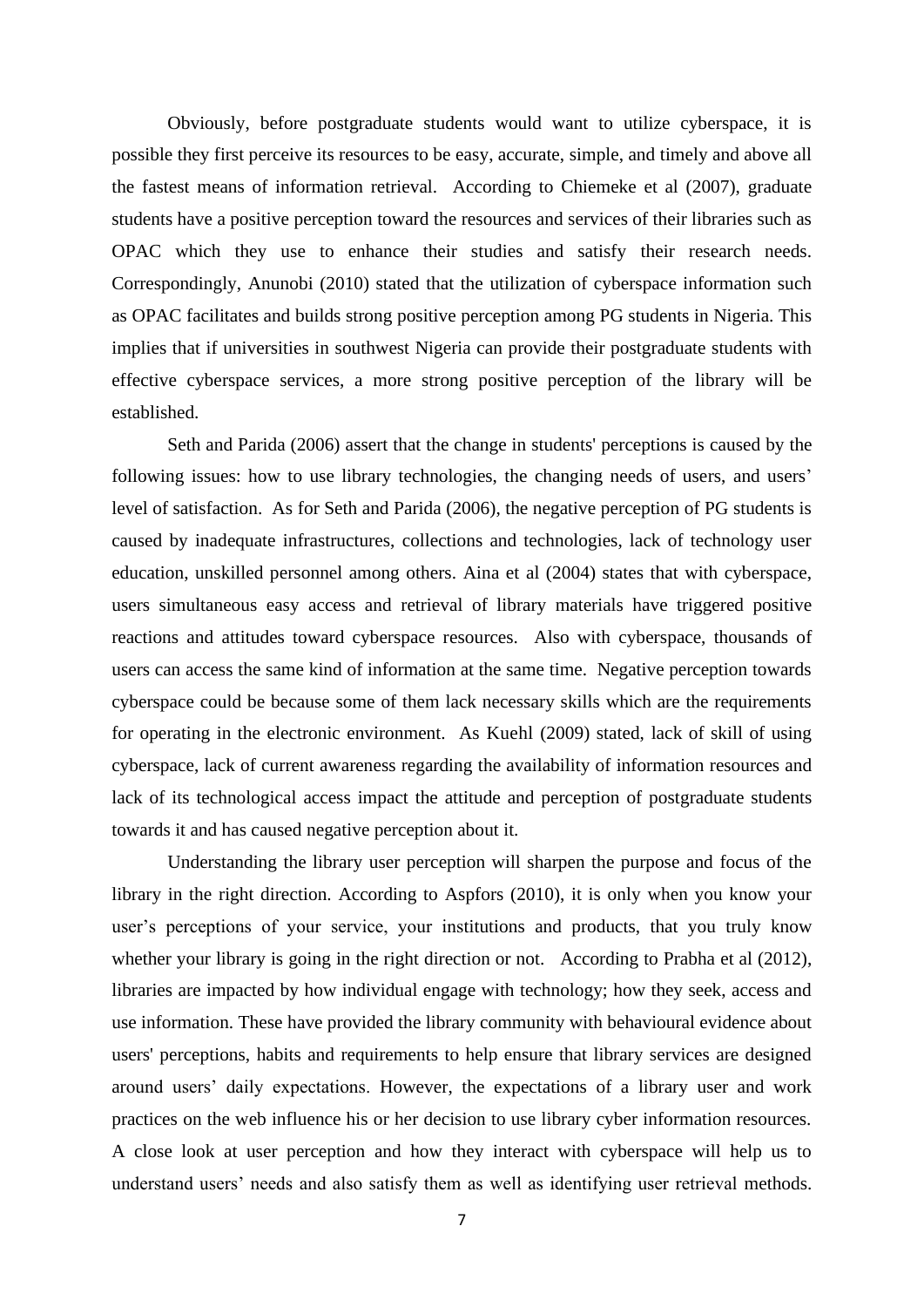Obviously, before postgraduate students would want to utilize cyberspace, it is possible they first perceive its resources to be easy, accurate, simple, and timely and above all the fastest means of information retrieval. According to Chiemeke et al (2007), graduate students have a positive perception toward the resources and services of their libraries such as OPAC which they use to enhance their studies and satisfy their research needs. Correspondingly, Anunobi (2010) stated that the utilization of cyberspace information such as OPAC facilitates and builds strong positive perception among PG students in Nigeria. This implies that if universities in southwest Nigeria can provide their postgraduate students with effective cyberspace services, a more strong positive perception of the library will be established.

Seth and Parida (2006) assert that the change in students' perceptions is caused by the following issues: how to use library technologies, the changing needs of users, and users' level of satisfaction. As for Seth and Parida (2006), the negative perception of PG students is caused by inadequate infrastructures, collections and technologies, lack of technology user education, unskilled personnel among others. Aina et al (2004) states that with cyberspace, users simultaneous easy access and retrieval of library materials have triggered positive reactions and attitudes toward cyberspace resources. Also with cyberspace, thousands of users can access the same kind of information at the same time. Negative perception towards cyberspace could be because some of them lack necessary skills which are the requirements for operating in the electronic environment. As Kuehl (2009) stated, lack of skill of using cyberspace, lack of current awareness regarding the availability of information resources and lack of its technological access impact the attitude and perception of postgraduate students towards it and has caused negative perception about it.

Understanding the library user perception will sharpen the purpose and focus of the library in the right direction. According to Aspfors (2010), it is only when you know your user's perceptions of your service, your institutions and products, that you truly know whether your library is going in the right direction or not. According to Prabha et al (2012), libraries are impacted by how individual engage with technology; how they seek, access and use information. These have provided the library community with behavioural evidence about users' perceptions, habits and requirements to help ensure that library services are designed around users' daily expectations. However, the expectations of a library user and work practices on the web influence his or her decision to use library cyber information resources. A close look at user perception and how they interact with cyberspace will help us to understand users' needs and also satisfy them as well as identifying user retrieval methods.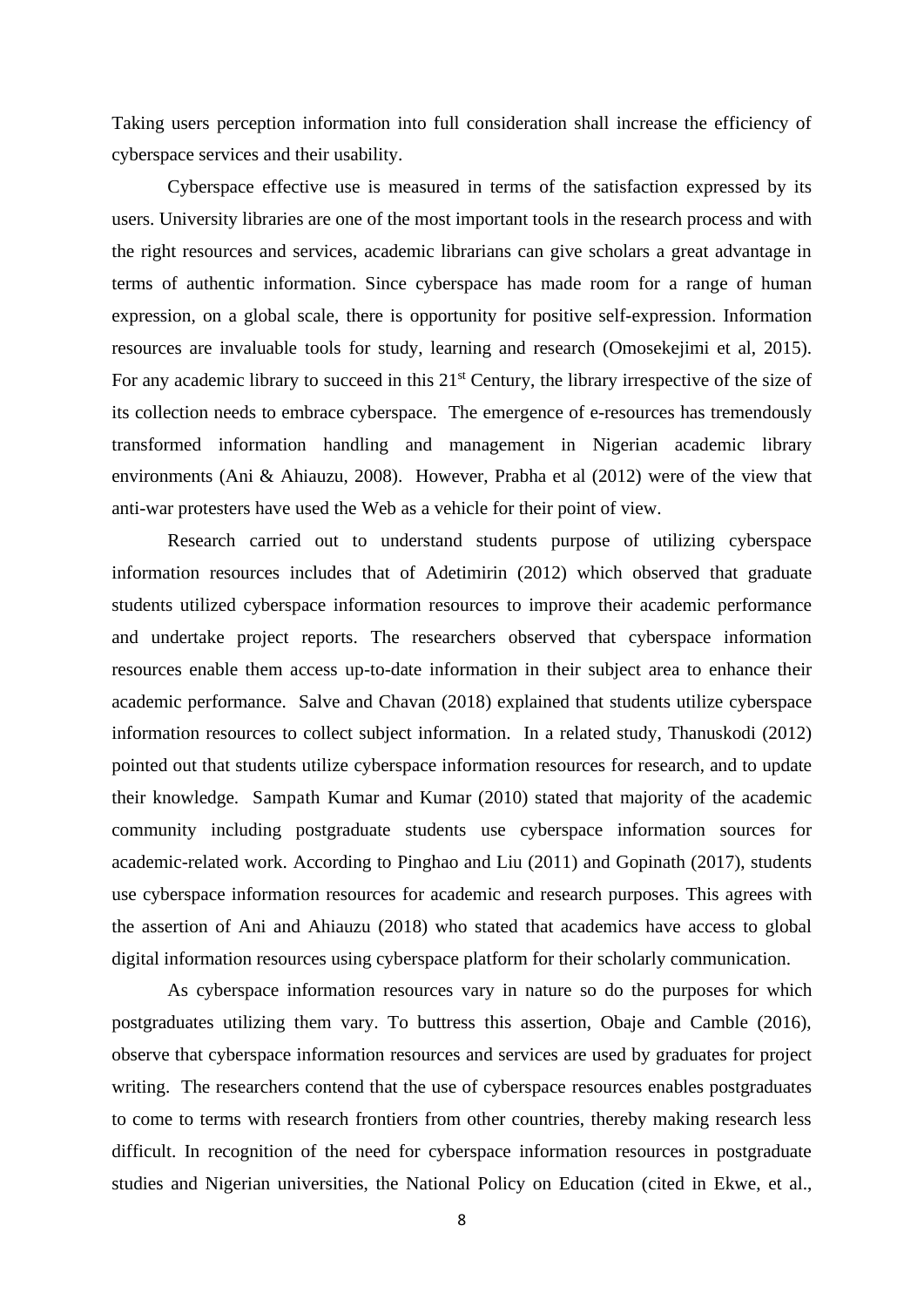Taking users perception information into full consideration shall increase the efficiency of cyberspace services and their usability.

Cyberspace effective use is measured in terms of the satisfaction expressed by its users. University libraries are one of the most important tools in the research process and with the right resources and services, academic librarians can give scholars a great advantage in terms of authentic information. Since cyberspace has made room for a range of human expression, on a global scale, there is opportunity for positive self-expression. Information resources are invaluable tools for study, learning and research (Omosekejimi et al, 2015). For any academic library to succeed in this 21st Century, the library irrespective of the size of its collection needs to embrace cyberspace. The emergence of e-resources has tremendously transformed information handling and management in Nigerian academic library environments (Ani & Ahiauzu, 2008). However, Prabha et al (2012) were of the view that anti-war protesters have used the Web as a vehicle for their point of view.

Research carried out to understand students purpose of utilizing cyberspace information resources includes that of Adetimirin (2012) which observed that graduate students utilized cyberspace information resources to improve their academic performance and undertake project reports. The researchers observed that cyberspace information resources enable them access up-to-date information in their subject area to enhance their academic performance. Salve and Chavan (2018) explained that students utilize cyberspace information resources to collect subject information. In a related study, Thanuskodi (2012) pointed out that students utilize cyberspace information resources for research, and to update their knowledge. Sampath Kumar and Kumar (2010) stated that majority of the academic community including postgraduate students use cyberspace information sources for academic-related work. According to Pinghao and Liu (2011) and Gopinath (2017), students use cyberspace information resources for academic and research purposes. This agrees with the assertion of Ani and Ahiauzu (2018) who stated that academics have access to global digital information resources using cyberspace platform for their scholarly communication.

As cyberspace information resources vary in nature so do the purposes for which postgraduates utilizing them vary. To buttress this assertion, Obaje and Camble (2016), observe that cyberspace information resources and services are used by graduates for project writing. The researchers contend that the use of cyberspace resources enables postgraduates to come to terms with research frontiers from other countries, thereby making research less difficult. In recognition of the need for cyberspace information resources in postgraduate studies and Nigerian universities, the National Policy on Education (cited in Ekwe, et al.,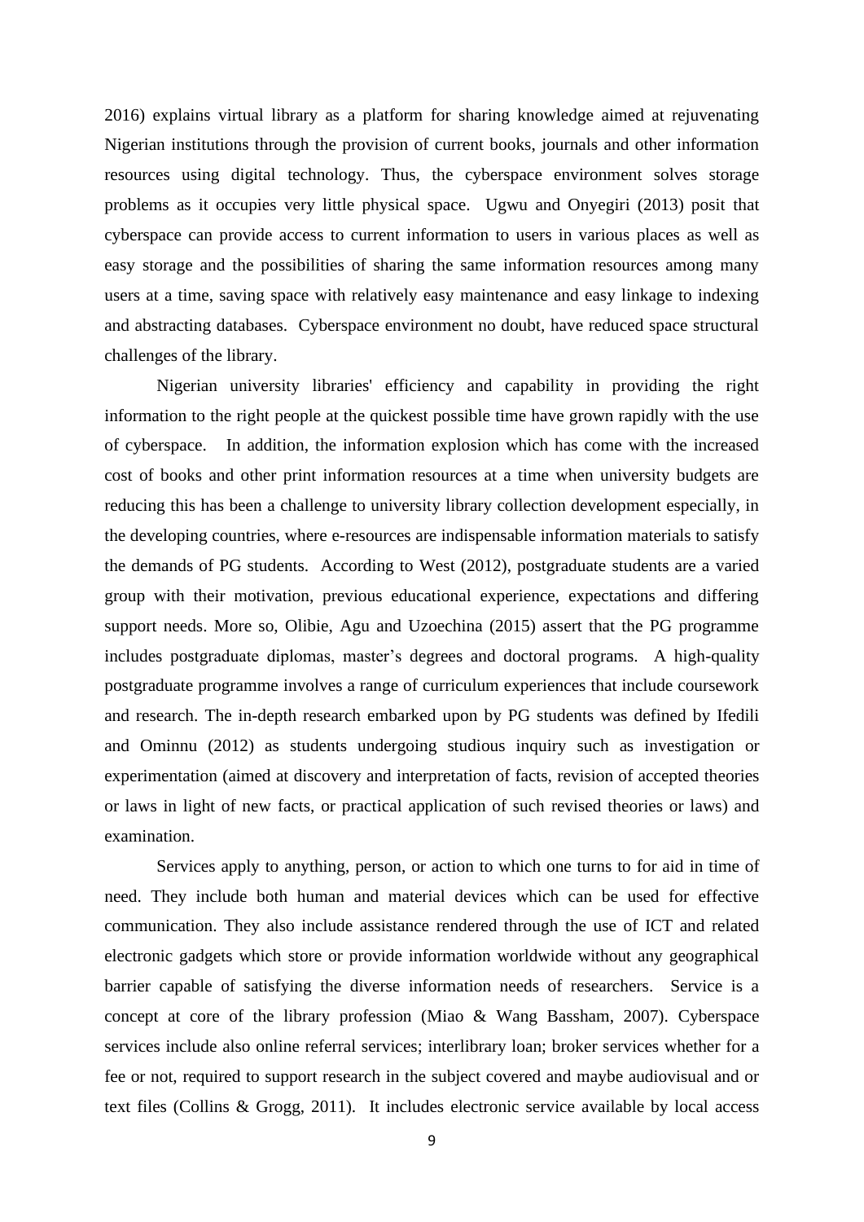2016) explains virtual library as a platform for sharing knowledge aimed at rejuvenating Nigerian institutions through the provision of current books, journals and other information resources using digital technology. Thus, the cyberspace environment solves storage problems as it occupies very little physical space. Ugwu and Onyegiri (2013) posit that cyberspace can provide access to current information to users in various places as well as easy storage and the possibilities of sharing the same information resources among many users at a time, saving space with relatively easy maintenance and easy linkage to indexing and abstracting databases. Cyberspace environment no doubt, have reduced space structural challenges of the library.

Nigerian university libraries' efficiency and capability in providing the right information to the right people at the quickest possible time have grown rapidly with the use of cyberspace. In addition, the information explosion which has come with the increased cost of books and other print information resources at a time when university budgets are reducing this has been a challenge to university library collection development especially, in the developing countries, where e-resources are indispensable information materials to satisfy the demands of PG students. According to West (2012), postgraduate students are a varied group with their motivation, previous educational experience, expectations and differing support needs. More so, Olibie, Agu and Uzoechina (2015) assert that the PG programme includes postgraduate diplomas, master's degrees and doctoral programs. A high-quality postgraduate programme involves a range of curriculum experiences that include coursework and research. The in-depth research embarked upon by PG students was defined by Ifedili and Ominnu (2012) as students undergoing studious inquiry such as investigation or experimentation (aimed at discovery and interpretation of facts, revision of accepted theories or laws in light of new facts, or practical application of such revised theories or laws) and examination.

Services apply to anything, person, or action to which one turns to for aid in time of need. They include both human and material devices which can be used for effective communication. They also include assistance rendered through the use of ICT and related electronic gadgets which store or provide information worldwide without any geographical barrier capable of satisfying the diverse information needs of researchers. Service is a concept at core of the library profession (Miao & Wang Bassham, 2007). Cyberspace services include also online referral services; interlibrary loan; broker services whether for a fee or not, required to support research in the subject covered and maybe audiovisual and or text files (Collins & Grogg, 2011). It includes electronic service available by local access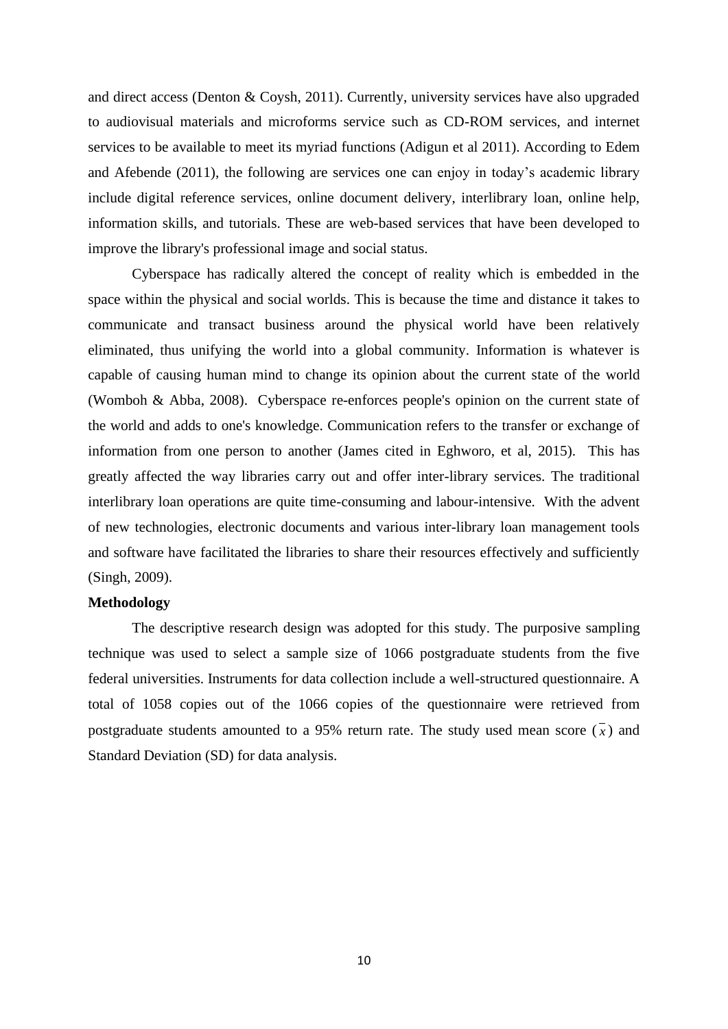and direct access (Denton & Coysh, 2011). Currently, university services have also upgraded to audiovisual materials and microforms service such as CD-ROM services, and internet services to be available to meet its myriad functions (Adigun et al 2011). According to Edem and Afebende (2011), the following are services one can enjoy in today's academic library include digital reference services, online document delivery, interlibrary loan, online help, information skills, and tutorials. These are web-based services that have been developed to improve the library's professional image and social status.

Cyberspace has radically altered the concept of reality which is embedded in the space within the physical and social worlds. This is because the time and distance it takes to communicate and transact business around the physical world have been relatively eliminated, thus unifying the world into a global community. Information is whatever is capable of causing human mind to change its opinion about the current state of the world (Womboh & Abba, 2008). Cyberspace re-enforces people's opinion on the current state of the world and adds to one's knowledge. Communication refers to the transfer or exchange of information from one person to another (James cited in Eghworo, et al, 2015). This has greatly affected the way libraries carry out and offer inter-library services. The traditional interlibrary loan operations are quite time-consuming and labour-intensive. With the advent of new technologies, electronic documents and various inter-library loan management tools and software have facilitated the libraries to share their resources effectively and sufficiently (Singh, 2009).

**Methodology**

The descriptive research design was adopted for this study. The purposive sampling technique was used to select a sample size of 1066 postgraduate students from the five federal universities. Instruments for data collection include a well-structured questionnaire. A total of 1058 copies out of the 1066 copies of the questionnaire were retrieved from postgraduate students amounted to a 95% return rate. The study used mean score ($\bar{x}$) and Standard Deviation (SD) for data analysis.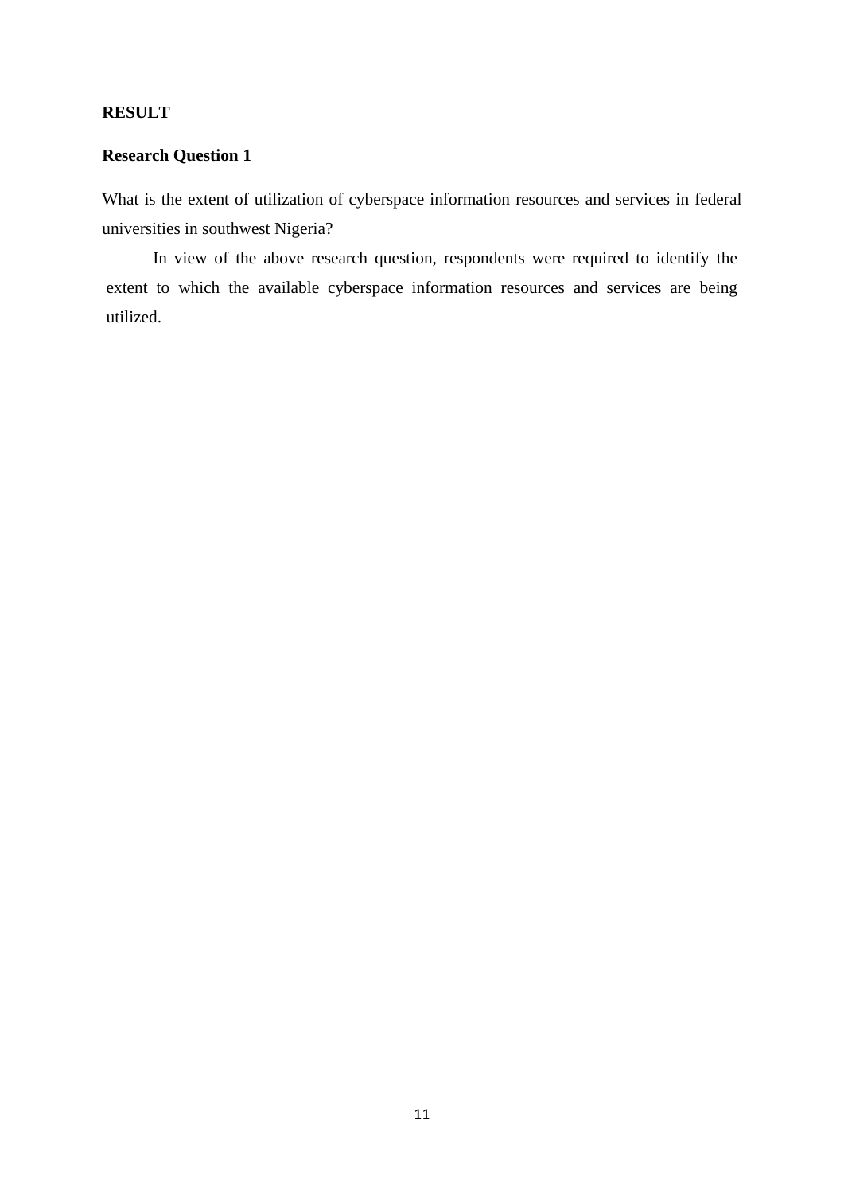## RESULT

### Research Question 1

What is the extent of utilization of cyberspace information resources and services in federal universities in southwest Nigeria?

In view of the above research question, respondents were required to identify the extent to which the available cyberspace information resources and services are being utilized.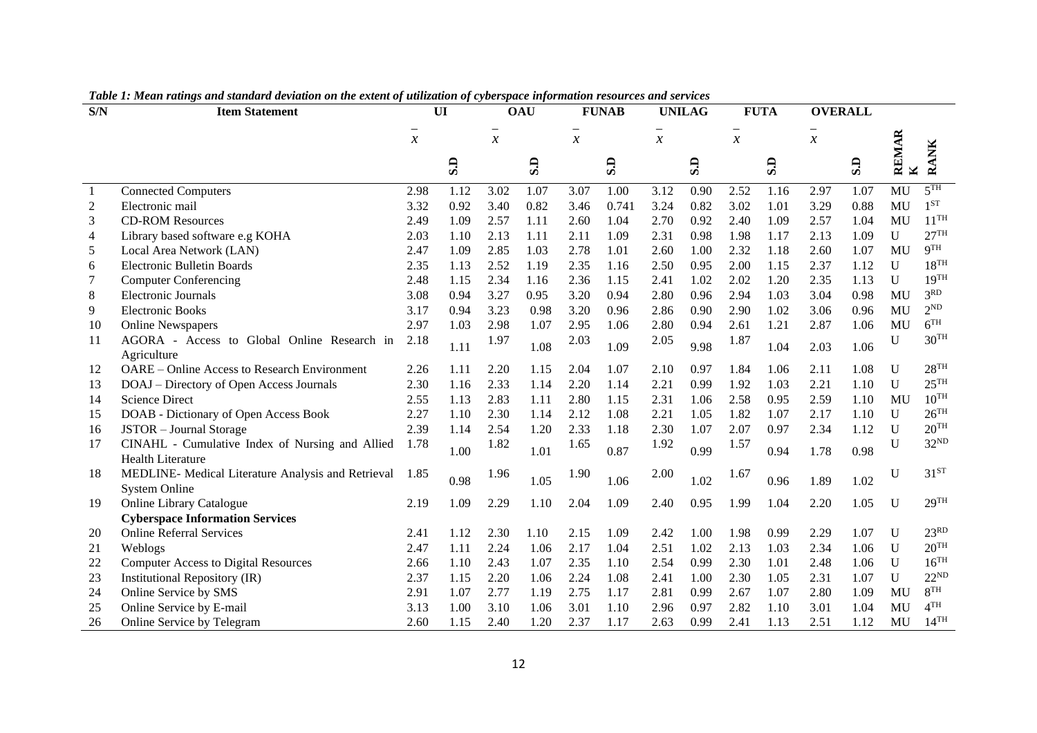*Table 1: Mean ratings and standard deviation on the extent of utilization of cyberspace information resources and services*

| S/N | Item Statement | UI | | OAU | | FUNAB | | UNILAG | | FUTA | | OVERALL | | | |
|---|---|---|---|---|---|---|---|---|---|---|---|---|---|---|---|
| | | $\bar{x}$ | S.D | $\bar{x}$ | S.D | $\bar{x}$ | S.D | $\bar{x}$ | S.D | $\bar{x}$ | S.D | $\bar{x}$ | S.D | REMARK | RANK |
| 1 | Connected Computers | 2.98 | 1.12 | 3.02 | 1.07 | 3.07 | 1.00 | 3.12 | 0.90 | 2.52 | 1.16 | 2.97 | 1.07 | MU | 5TH |
| 2 | Electronic mail | 3.32 | 0.92 | 3.40 | 0.82 | 3.46 | 0.741 | 3.24 | 0.82 | 3.02 | 1.01 | 3.29 | 0.88 | MU | 1ST |
| 3 | CD-ROM Resources | 2.49 | 1.09 | 2.57 | 1.11 | 2.60 | 1.04 | 2.70 | 0.92 | 2.40 | 1.09 | 2.57 | 1.04 | MU | 11TH |
| 4 | Library based software e.g KOHA | 2.03 | 1.10 | 2.13 | 1.11 | 2.11 | 1.09 | 2.31 | 0.98 | 1.98 | 1.17 | 2.13 | 1.09 | U | 27TH |
| 5 | Local Area Network (LAN) | 2.47 | 1.09 | 2.85 | 1.03 | 2.78 | 1.01 | 2.60 | 1.00 | 2.32 | 1.18 | 2.60 | 1.07 | MU | 9TH |
| 6 | Electronic Bulletin Boards | 2.35 | 1.13 | 2.52 | 1.19 | 2.35 | 1.16 | 2.50 | 0.95 | 2.00 | 1.15 | 2.37 | 1.12 | U | 18TH |
| 7 | Computer Conferencing | 2.48 | 1.15 | 2.34 | 1.16 | 2.36 | 1.15 | 2.41 | 1.02 | 2.02 | 1.20 | 2.35 | 1.13 | U | 19TH |
| 8 | Electronic Journals | 3.08 | 0.94 | 3.27 | 0.95 | 3.20 | 0.94 | 2.80 | 0.96 | 2.94 | 1.03 | 3.04 | 0.98 | MU | 3RD |
| 9 | Electronic Books | 3.17 | 0.94 | 3.23 | 0.98 | 3.20 | 0.96 | 2.86 | 0.90 | 2.90 | 1.02 | 3.06 | 0.96 | MU | 2ND |
| 10 | Online Newspapers | 2.97 | 1.03 | 2.98 | 1.07 | 2.95 | 1.06 | 2.80 | 0.94 | 2.61 | 1.21 | 2.87 | 1.06 | MU | 6TH |
| 11 | AGORA - Access to Global Online Research in Agriculture | 2.18 | 1.11 | 1.97 | 1.08 | 2.03 | 1.09 | 2.05 | 9.98 | 1.87 | 1.04 | 2.03 | 1.06 | U | 30TH |
| 12 | OARE – Online Access to Research Environment | 2.26 | 1.11 | 2.20 | 1.15 | 2.04 | 1.07 | 2.10 | 0.97 | 1.84 | 1.06 | 2.11 | 1.08 | U | 28TH |
| 13 | DOAJ – Directory of Open Access Journals | 2.30 | 1.16 | 2.33 | 1.14 | 2.20 | 1.14 | 2.21 | 0.99 | 1.92 | 1.03 | 2.21 | 1.10 | U | 25TH |
| 14 | Science Direct | 2.55 | 1.13 | 2.83 | 1.11 | 2.80 | 1.15 | 2.31 | 1.06 | 2.58 | 0.95 | 2.59 | 1.10 | MU | 10TH |
| 15 | DOAB - Dictionary of Open Access Book | 2.27 | 1.10 | 2.30 | 1.14 | 2.12 | 1.08 | 2.21 | 1.05 | 1.82 | 1.07 | 2.17 | 1.10 | U | 26TH |
| 16 | JSTOR – Journal Storage | 2.39 | 1.14 | 2.54 | 1.20 | 2.33 | 1.18 | 2.30 | 1.07 | 2.07 | 0.97 | 2.34 | 1.12 | U | 20TH |
| 17 | CINAHL - Cumulative Index of Nursing and Allied Health Literature | 1.78 | 1.00 | 1.82 | 1.01 | 1.65 | 0.87 | 1.92 | 0.99 | 1.57 | 0.94 | 1.78 | 0.98 | U | 32ND |
| 18 | MEDLINE- Medical Literature Analysis and Retrieval System Online | 1.85 | 0.98 | 1.96 | 1.05 | 1.90 | 1.06 | 2.00 | 1.02 | 1.67 | 0.96 | 1.89 | 1.02 | U | 31ST |
| 19 | Online Library Catalogue | 2.19 | 1.09 | 2.29 | 1.10 | 2.04 | 1.09 | 2.40 | 0.95 | 1.99 | 1.04 | 2.20 | 1.05 | U | 29TH |
| | **Cyberspace Information Services** | | | | | | | | | | | | | | |
| 20 | Online Referral Services | 2.41 | 1.12 | 2.30 | 1.10 | 2.15 | 1.09 | 2.42 | 1.00 | 1.98 | 0.99 | 2.29 | 1.07 | U | 23RD |
| 21 | Weblogs | 2.47 | 1.11 | 2.24 | 1.06 | 2.17 | 1.04 | 2.51 | 1.02 | 2.13 | 1.03 | 2.34 | 1.06 | U | 20TH |
| 22 | Computer Access to Digital Resources | 2.66 | 1.10 | 2.43 | 1.07 | 2.35 | 1.10 | 2.54 | 0.99 | 2.30 | 1.01 | 2.48 | 1.06 | U | 16TH |
| 23 | Institutional Repository (IR) | 2.37 | 1.15 | 2.20 | 1.06 | 2.24 | 1.08 | 2.41 | 1.00 | 2.30 | 1.05 | 2.31 | 1.07 | U | 22ND |
| 24 | Online Service by SMS | 2.91 | 1.07 | 2.77 | 1.19 | 2.75 | 1.17 | 2.81 | 0.99 | 2.67 | 1.07 | 2.80 | 1.09 | MU | 8TH |
| 25 | Online Service by E-mail | 3.13 | 1.00 | 3.10 | 1.06 | 3.01 | 1.10 | 2.96 | 0.97 | 2.82 | 1.10 | 3.01 | 1.04 | MU | 4TH |
| 26 | Online Service by Telegram | 2.60 | 1.15 | 2.40 | 1.20 | 2.37 | 1.17 | 2.63 | 0.99 | 2.41 | 1.13 | 2.51 | 1.12 | MU | 14TH |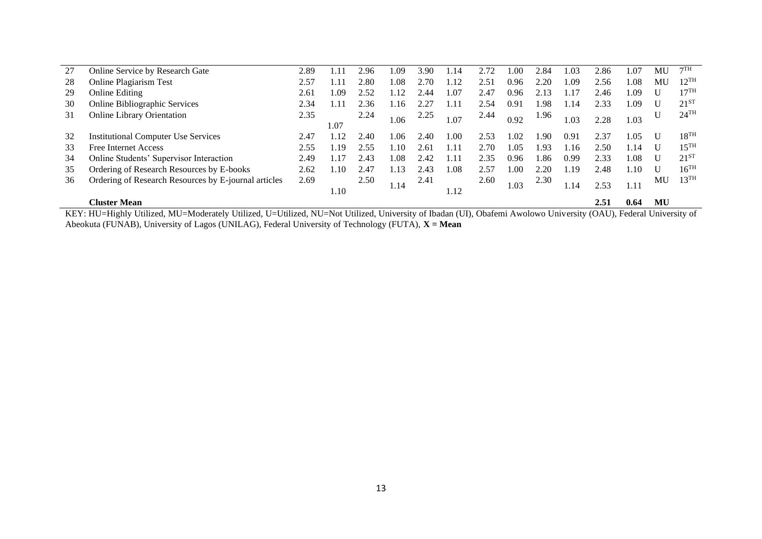| 27 | Online Service by Research Gate | 2.89 | 1.11 | 2.96 | 1.09 | 3.90 | 1.14 | 2.72 | 1.00 | 2.84 | 1.03 | 2.86 | 1.07 | MU | 7TH |
|---|---|---|---|---|---|---|---|---|---|---|---|---|---|---|---|
| 28 | Online Plagiarism Test | 2.57 | 1.11 | 2.80 | 1.08 | 2.70 | 1.12 | 2.51 | 0.96 | 2.20 | 1.09 | 2.56 | 1.08 | MU | 12TH |
| 29 | Online Editing | 2.61 | 1.09 | 2.52 | 1.12 | 2.44 | 1.07 | 2.47 | 0.96 | 2.13 | 1.17 | 2.46 | 1.09 | U | 17TH |
| 30 | Online Bibliographic Services | 2.34 | 1.11 | 2.36 | 1.16 | 2.27 | 1.11 | 2.54 | 0.91 | 1.98 | 1.14 | 2.33 | 1.09 | U | 21ST |
| 31 | Online Library Orientation | 2.35 | 1.07 | 2.24 | 1.06 | 2.25 | 1.07 | 2.44 | 0.92 | 1.96 | 1.03 | 2.28 | 1.03 | U | 24TH |
| 32 | Institutional Computer Use Services | 2.47 | 1.12 | 2.40 | 1.06 | 2.40 | 1.00 | 2.53 | 1.02 | 1.90 | 0.91 | 2.37 | 1.05 | U | 18TH |
| 33 | Free Internet Access | 2.55 | 1.19 | 2.55 | 1.10 | 2.61 | 1.11 | 2.70 | 1.05 | 1.93 | 1.16 | 2.50 | 1.14 | U | 15TH |
| 34 | Online Students' Supervisor Interaction | 2.49 | 1.17 | 2.43 | 1.08 | 2.42 | 1.11 | 2.35 | 0.96 | 1.86 | 0.99 | 2.33 | 1.08 | U | 21ST |
| 35 | Ordering of Research Resources by E-books | 2.62 | 1.10 | 2.47 | 1.13 | 2.43 | 1.08 | 2.57 | 1.00 | 2.20 | 1.19 | 2.48 | 1.10 | U | 16TH |
| 36 | Ordering of Research Resources by E-journal articles | 2.69 | 1.10 | 2.50 | 1.14 | 2.41 | 1.12 | 2.60 | 1.03 | 2.30 | 1.14 | 2.53 | 1.11 | MU | 13TH |
| | **Cluster Mean** | | | | | | | | | | | **2.51** | **0.64** | **MU** | |

KEY: HU=Highly Utilized, MU=Moderately Utilized, U=Utilized, NU=Not Utilized, University of Ibadan (UI), Obafemi Awolowo University (OAU), Federal University of Abeokuta (FUNAB), University of Lagos (UNILAG), Federal University of Technology (FUTA), **X = Mean**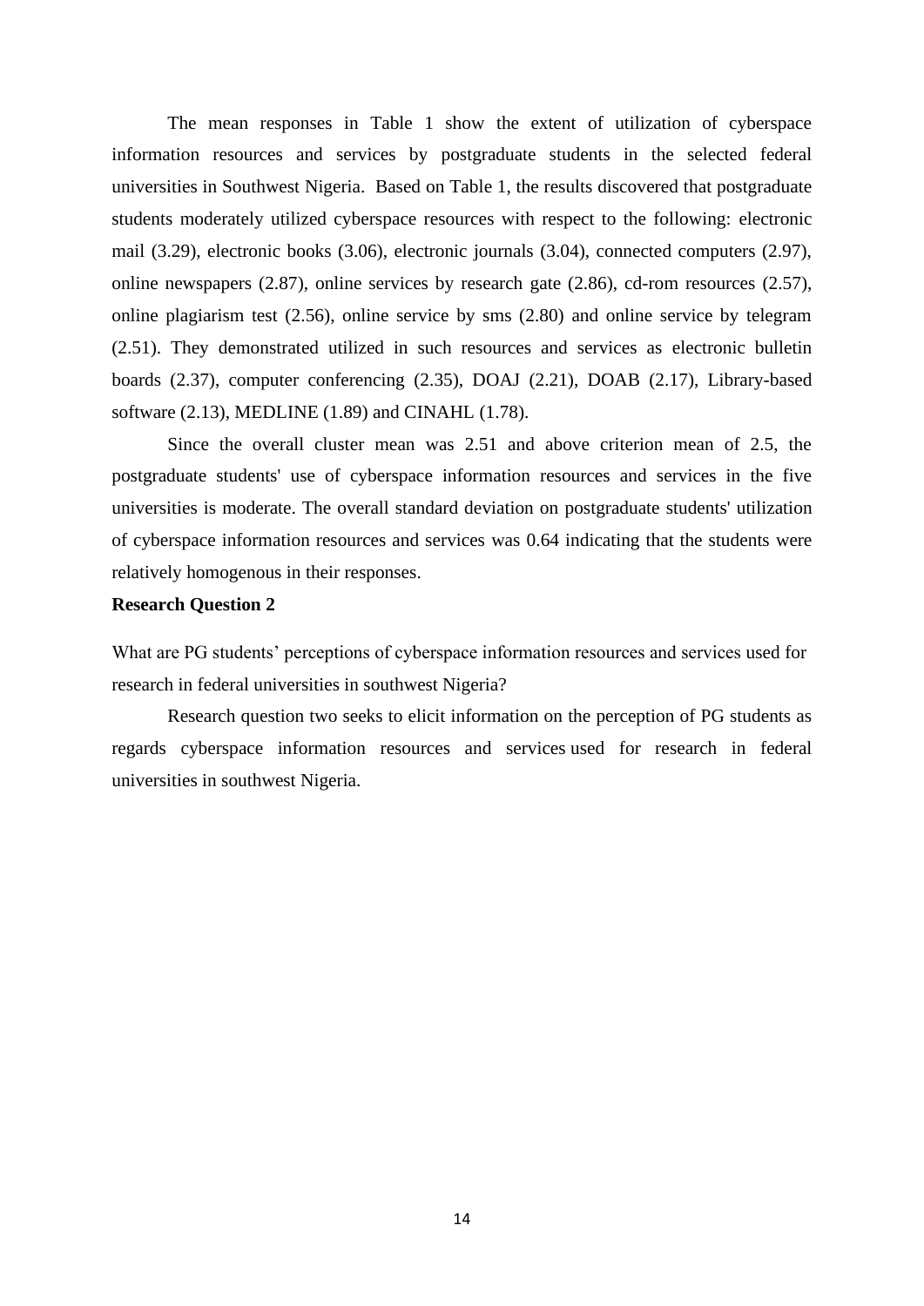The mean responses in Table 1 show the extent of utilization of cyberspace information resources and services by postgraduate students in the selected federal universities in Southwest Nigeria. Based on Table 1, the results discovered that postgraduate students moderately utilized cyberspace resources with respect to the following: electronic mail (3.29), electronic books (3.06), electronic journals (3.04), connected computers (2.97), online newspapers (2.87), online services by research gate (2.86), cd-rom resources (2.57), online plagiarism test (2.56), online service by sms (2.80) and online service by telegram (2.51). They demonstrated utilized in such resources and services as electronic bulletin boards (2.37), computer conferencing (2.35), DOAJ (2.21), DOAB (2.17), Library-based software (2.13), MEDLINE (1.89) and CINAHL (1.78).

Since the overall cluster mean was 2.51 and above criterion mean of 2.5, the postgraduate students' use of cyberspace information resources and services in the five universities is moderate. The overall standard deviation on postgraduate students' utilization of cyberspace information resources and services was 0.64 indicating that the students were relatively homogenous in their responses.

**Research Question 2**

What are PG students' perceptions of cyberspace information resources and services used for research in federal universities in southwest Nigeria?

Research question two seeks to elicit information on the perception of PG students as regards cyberspace information resources and services used for research in federal universities in southwest Nigeria.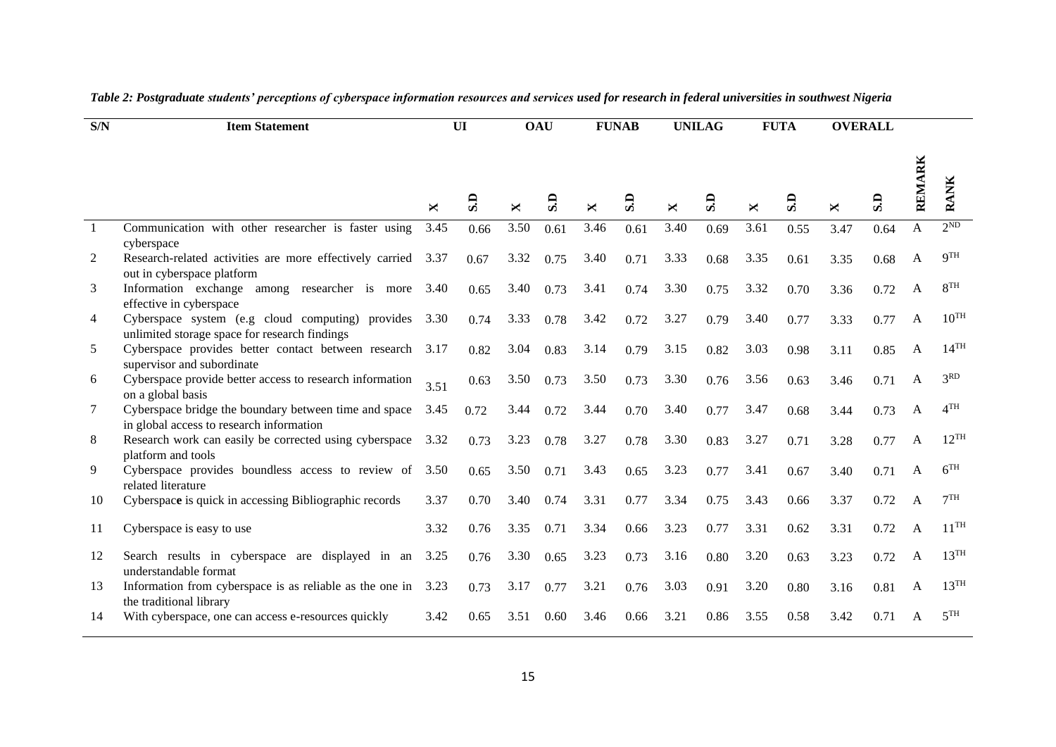*Table 2: Postgraduate students' perceptions of cyberspace information resources and services used for research in federal universities in southwest Nigeria*

| S/N | Item Statement | UI | | OAU | | FUNAB | | UNILAG | | FUTA | | OVERALL | | REMARK | RANK |
|---|---|---|---|---|---|---|---|---|---|---|---|---|---|---|---|
| | | X | S.D | X | S.D | X | S.D | X | S.D | X | S.D | X | S.D | | |
| 1 | Communication with other researcher is faster using cyberspace | 3.45 | 0.66 | 3.50 | 0.61 | 3.46 | 0.61 | 3.40 | 0.69 | 3.61 | 0.55 | 3.47 | 0.64 | A | 2ND |
| 2 | Research-related activities are more effectively carried out in cyberspace platform | 3.37 | 0.67 | 3.32 | 0.75 | 3.40 | 0.71 | 3.33 | 0.68 | 3.35 | 0.61 | 3.35 | 0.68 | A | 9TH |
| 3 | Information exchange among researcher is more effective in cyberspace | 3.40 | 0.65 | 3.40 | 0.73 | 3.41 | 0.74 | 3.30 | 0.75 | 3.32 | 0.70 | 3.36 | 0.72 | A | 8TH |
| 4 | Cyberspace system (e.g cloud computing) provides unlimited storage space for research findings | 3.30 | 0.74 | 3.33 | 0.78 | 3.42 | 0.72 | 3.27 | 0.79 | 3.40 | 0.77 | 3.33 | 0.77 | A | 10TH |
| 5 | Cyberspace provides better contact between research supervisor and subordinate | 3.17 | 0.82 | 3.04 | 0.83 | 3.14 | 0.79 | 3.15 | 0.82 | 3.03 | 0.98 | 3.11 | 0.85 | A | 14TH |
| 6 | Cyberspace provide better access to research information on a global basis | 3.51 | 0.63 | 3.50 | 0.73 | 3.50 | 0.73 | 3.30 | 0.76 | 3.56 | 0.63 | 3.46 | 0.71 | A | 3RD |
| 7 | Cyberspace bridge the boundary between time and space in global access to research information | 3.45 | 0.72 | 3.44 | 0.72 | 3.44 | 0.70 | 3.40 | 0.77 | 3.47 | 0.68 | 3.44 | 0.73 | A | 4TH |
| 8 | Research work can easily be corrected using cyberspace platform and tools | 3.32 | 0.73 | 3.23 | 0.78 | 3.27 | 0.78 | 3.30 | 0.83 | 3.27 | 0.71 | 3.28 | 0.77 | A | 12TH |
| 9 | Cyberspace provides boundless access to review of related literature | 3.50 | 0.65 | 3.50 | 0.71 | 3.43 | 0.65 | 3.23 | 0.77 | 3.41 | 0.67 | 3.40 | 0.71 | A | 6TH |
| 10 | Cyberspace is quick in accessing Bibliographic records | 3.37 | 0.70 | 3.40 | 0.74 | 3.31 | 0.77 | 3.34 | 0.75 | 3.43 | 0.66 | 3.37 | 0.72 | A | 7TH |
| 11 | Cyberspace is easy to use | 3.32 | 0.76 | 3.35 | 0.71 | 3.34 | 0.66 | 3.23 | 0.77 | 3.31 | 0.62 | 3.31 | 0.72 | A | 11TH |
| 12 | Search results in cyberspace are displayed in an understandable format | 3.25 | 0.76 | 3.30 | 0.65 | 3.23 | 0.73 | 3.16 | 0.80 | 3.20 | 0.63 | 3.23 | 0.72 | A | 13TH |
| 13 | Information from cyberspace is as reliable as the one in the traditional library | 3.23 | 0.73 | 3.17 | 0.77 | 3.21 | 0.76 | 3.03 | 0.91 | 3.20 | 0.80 | 3.16 | 0.81 | A | 13TH |
| 14 | With cyberspace, one can access e-resources quickly | 3.42 | 0.65 | 3.51 | 0.60 | 3.46 | 0.66 | 3.21 | 0.86 | 3.55 | 0.58 | 3.42 | 0.71 | A | 5TH |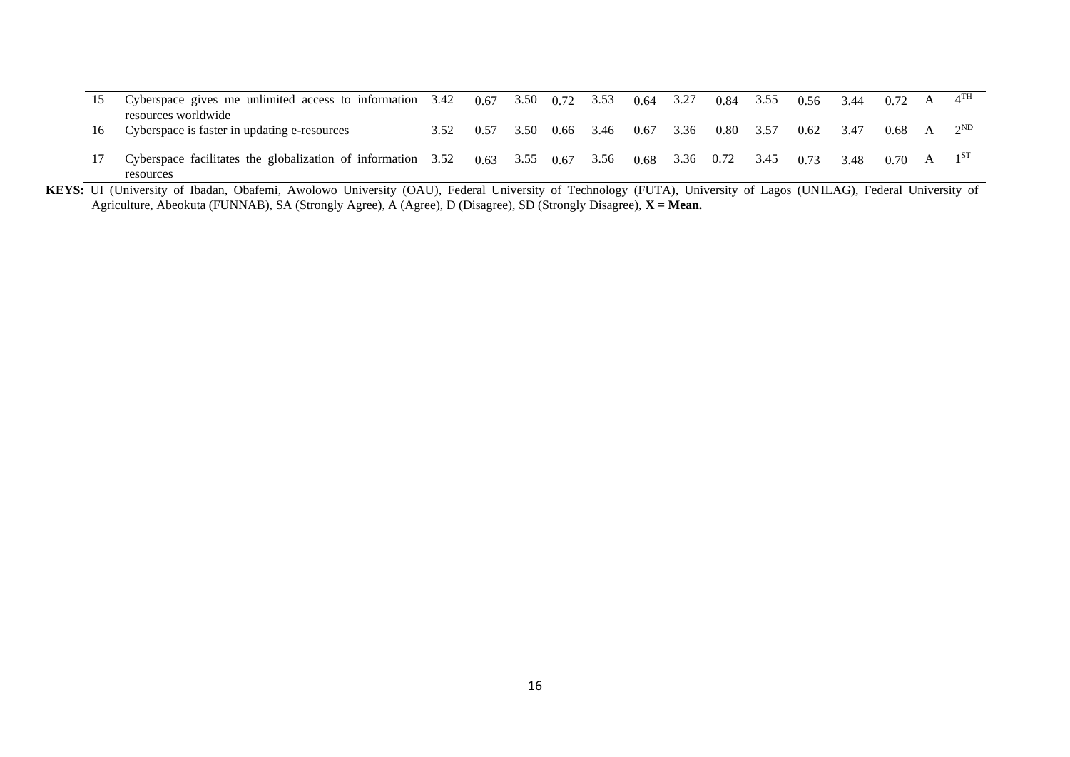| | | | | | | | | | | | | | | | |
|---|---|---|---|---|---|---|---|---|---|---|---|---|---|---|---|
| 15 | Cyberspace gives me unlimited access to information resources worldwide | 3.42 | 0.67 | 3.50 | 0.72 | 3.53 | 0.64 | 3.27 | 0.84 | 3.55 | 0.56 | 3.44 | 0.72 | A | 4[TH] |
| 16 | Cyberspace is faster in updating e-resources | 3.52 | 0.57 | 3.50 | 0.66 | 3.46 | 0.67 | 3.36 | 0.80 | 3.57 | 0.62 | 3.47 | 0.68 | A | 2[ND] |
| 17 | Cyberspace facilitates the globalization of information resources | 3.52 | 0.63 | 3.55 | 0.67 | 3.56 | 0.68 | 3.36 | 0.72 | 3.45 | 0.73 | 3.48 | 0.70 | A | 1[ST] |

**KEYS:** UI (University of Ibadan, Obafemi, Awolowo University (OAU), Federal University of Technology (FUTA), University of Lagos (UNILAG), Federal University of Agriculture, Abeokuta (FUNNAB), SA (Strongly Agree), A (Agree), D (Disagree), SD (Strongly Disagree), **X = Mean.**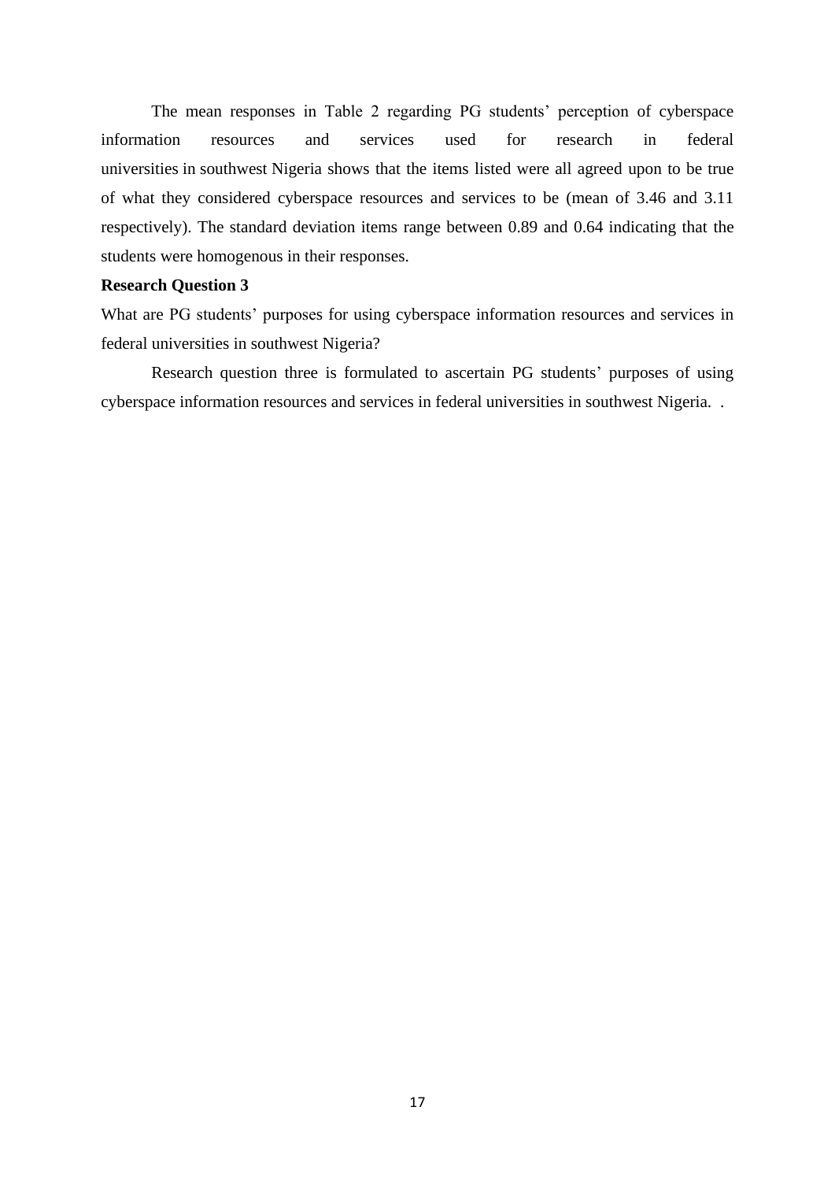The mean responses in Table 2 regarding PG students' perception of cyberspace information resources and services used for research in federal universities in southwest Nigeria shows that the items listed were all agreed upon to be true of what they considered cyberspace resources and services to be (mean of 3.46 and 3.11 respectively). The standard deviation items range between 0.89 and 0.64 indicating that the students were homogenous in their responses.

**Research Question 3**

What are PG students' purposes for using cyberspace information resources and services in federal universities in southwest Nigeria?

Research question three is formulated to ascertain PG students' purposes of using cyberspace information resources and services in federal universities in southwest Nigeria. .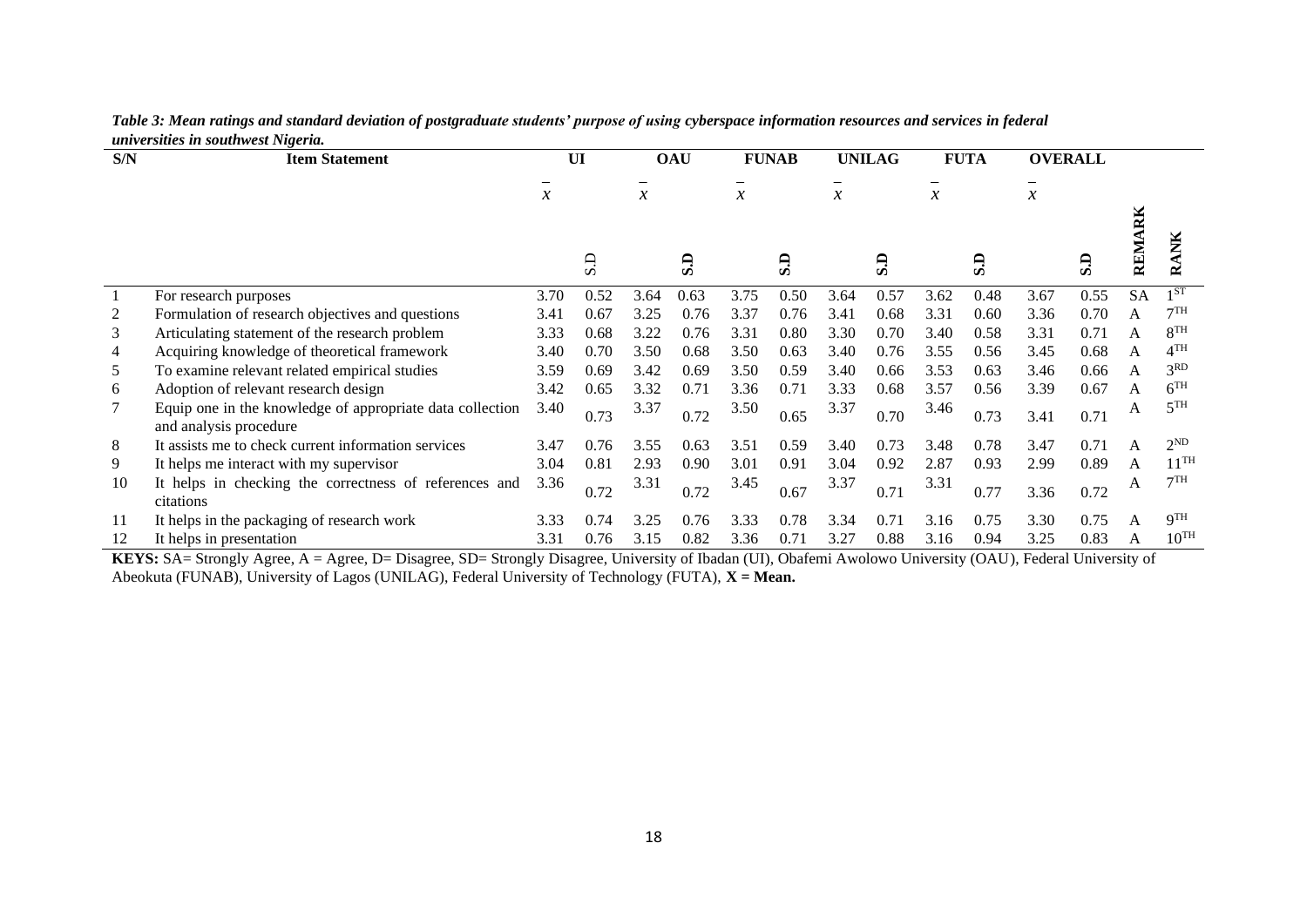*Table 3: Mean ratings and standard deviation of postgraduate students' purpose of using cyberspace information resources and services in federal universities in southwest Nigeria.*

| S/N | Item Statement | UI | | OAU | | FUNAB | | UNILAG | | FUTA | | OVERALL | | | |
|---|---|---|---|---|---|---|---|---|---|---|---|---|---|---|---|
| | | $\bar{x}$ | S.D | $\bar{x}$ | S.D | $\bar{x}$ | S.D | $\bar{x}$ | S.D | $\bar{x}$ | S.D | $\bar{x}$ | S.D | REMARK | RANK |
| 1 | For research purposes | 3.70 | 0.52 | 3.64 | 0.63 | 3.75 | 0.50 | 3.64 | 0.57 | 3.62 | 0.48 | 3.67 | 0.55 | SA | 1ST |
| 2 | Formulation of research objectives and questions | 3.41 | 0.67 | 3.25 | 0.76 | 3.37 | 0.76 | 3.41 | 0.68 | 3.31 | 0.60 | 3.36 | 0.70 | A | 7TH |
| 3 | Articulating statement of the research problem | 3.33 | 0.68 | 3.22 | 0.76 | 3.31 | 0.80 | 3.30 | 0.70 | 3.40 | 0.58 | 3.31 | 0.71 | A | 8TH |
| 4 | Acquiring knowledge of theoretical framework | 3.40 | 0.70 | 3.50 | 0.68 | 3.50 | 0.63 | 3.40 | 0.76 | 3.55 | 0.56 | 3.45 | 0.68 | A | 4TH |
| 5 | To examine relevant related empirical studies | 3.59 | 0.69 | 3.42 | 0.69 | 3.50 | 0.59 | 3.40 | 0.66 | 3.53 | 0.63 | 3.46 | 0.66 | A | 3RD |
| 6 | Adoption of relevant research design | 3.42 | 0.65 | 3.32 | 0.71 | 3.36 | 0.71 | 3.33 | 0.68 | 3.57 | 0.56 | 3.39 | 0.67 | A | 6TH |
| 7 | Equip one in the knowledge of appropriate data collection and analysis procedure | 3.40 | 0.73 | 3.37 | 0.72 | 3.50 | 0.65 | 3.37 | 0.70 | 3.46 | 0.73 | 3.41 | 0.71 | A | 5TH |
| 8 | It assists me to check current information services | 3.47 | 0.76 | 3.55 | 0.63 | 3.51 | 0.59 | 3.40 | 0.73 | 3.48 | 0.78 | 3.47 | 0.71 | A | 2ND |
| 9 | It helps me interact with my supervisor | 3.04 | 0.81 | 2.93 | 0.90 | 3.01 | 0.91 | 3.04 | 0.92 | 2.87 | 0.93 | 2.99 | 0.89 | A | 11TH |
| 10 | It helps in checking the correctness of references and citations | 3.36 | 0.72 | 3.31 | 0.72 | 3.45 | 0.67 | 3.37 | 0.71 | 3.31 | 0.77 | 3.36 | 0.72 | A | 7TH |
| 11 | It helps in the packaging of research work | 3.33 | 0.74 | 3.25 | 0.76 | 3.33 | 0.78 | 3.34 | 0.71 | 3.16 | 0.75 | 3.30 | 0.75 | A | 9TH |
| 12 | It helps in presentation | 3.31 | 0.76 | 3.15 | 0.82 | 3.36 | 0.71 | 3.27 | 0.88 | 3.16 | 0.94 | 3.25 | 0.83 | A | 10TH |

**KEYS:** SA= Strongly Agree, A = Agree, D= Disagree, SD= Strongly Disagree, University of Ibadan (UI), Obafemi Awolowo University (OAU), Federal University of Abeokuta (FUNAB), University of Lagos (UNILAG), Federal University of Technology (FUTA), **X = Mean.**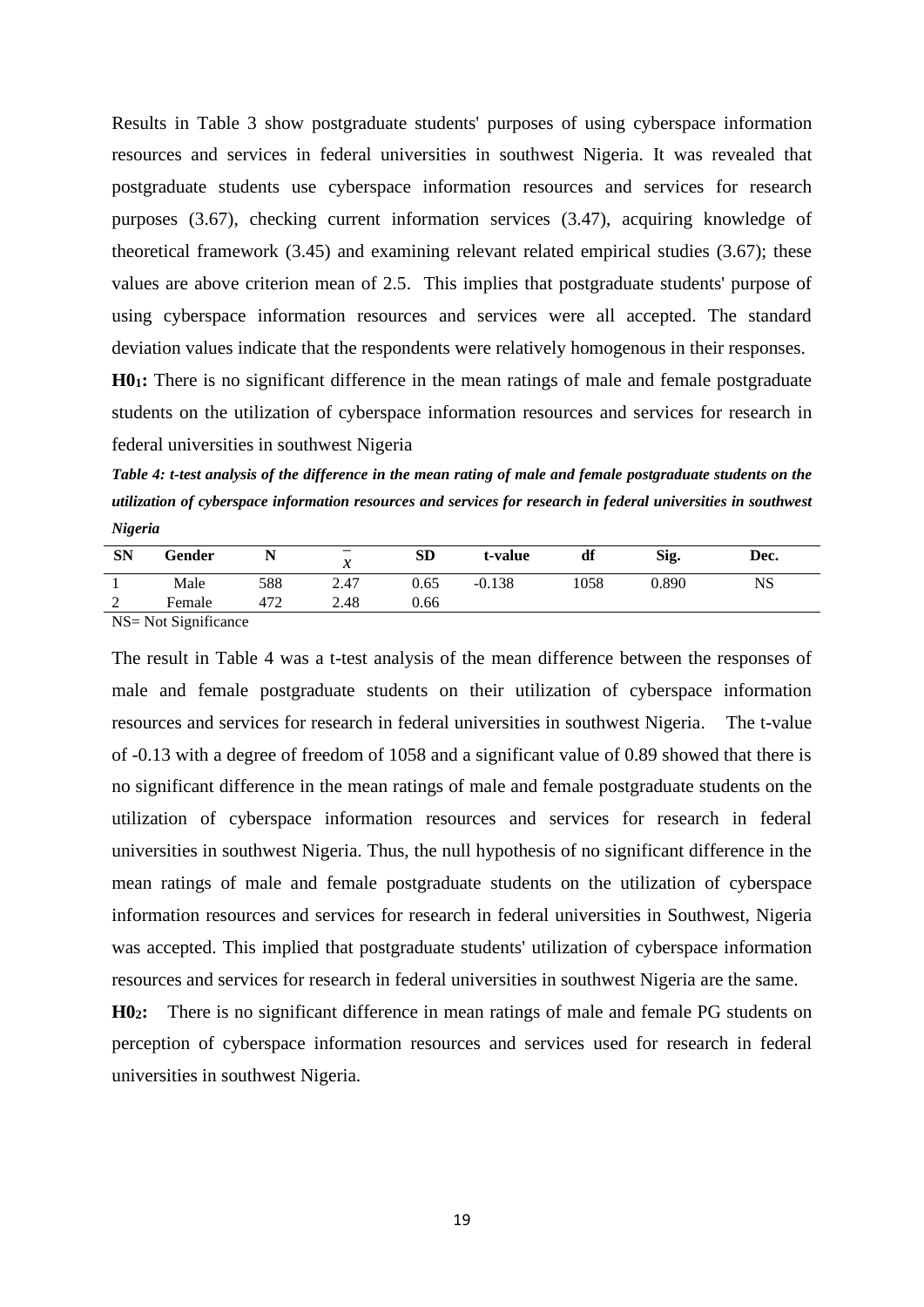Results in Table 3 show postgraduate students' purposes of using cyberspace information resources and services in federal universities in southwest Nigeria. It was revealed that postgraduate students use cyberspace information resources and services for research purposes (3.67), checking current information services (3.47), acquiring knowledge of theoretical framework (3.45) and examining relevant related empirical studies (3.67); these values are above criterion mean of 2.5. This implies that postgraduate students' purpose of using cyberspace information resources and services were all accepted. The standard deviation values indicate that the respondents were relatively homogenous in their responses.

**$H0_1$:** There is no significant difference in the mean ratings of male and female postgraduate students on the utilization of cyberspace information resources and services for research in federal universities in southwest Nigeria

***Table 4: t-test analysis of the difference in the mean rating of male and female postgraduate students on the utilization of cyberspace information resources and services for research in federal universities in southwest Nigeria***

| SN | Gender | N | $\bar{x}$ | SD | t-value | df | Sig. | Dec. |
|---|---|---|---|---|---|---|---|---|
| 1 | Male | 588 | 2.47 | 0.65 | -0.138 | 1058 | 0.890 | NS |
| 2 | Female | 472 | 2.48 | 0.66 | | | | |

NS= Not Significance

The result in Table 4 was a t-test analysis of the mean difference between the responses of male and female postgraduate students on their utilization of cyberspace information resources and services for research in federal universities in southwest Nigeria. The t-value of -0.13 with a degree of freedom of 1058 and a significant value of 0.89 showed that there is no significant difference in the mean ratings of male and female postgraduate students on the utilization of cyberspace information resources and services for research in federal universities in southwest Nigeria. Thus, the null hypothesis of no significant difference in the mean ratings of male and female postgraduate students on the utilization of cyberspace information resources and services for research in federal universities in Southwest, Nigeria was accepted. This implied that postgraduate students' utilization of cyberspace information resources and services for research in federal universities in southwest Nigeria are the same.

**$H0_2$:** There is no significant difference in mean ratings of male and female PG students on perception of cyberspace information resources and services used for research in federal universities in southwest Nigeria.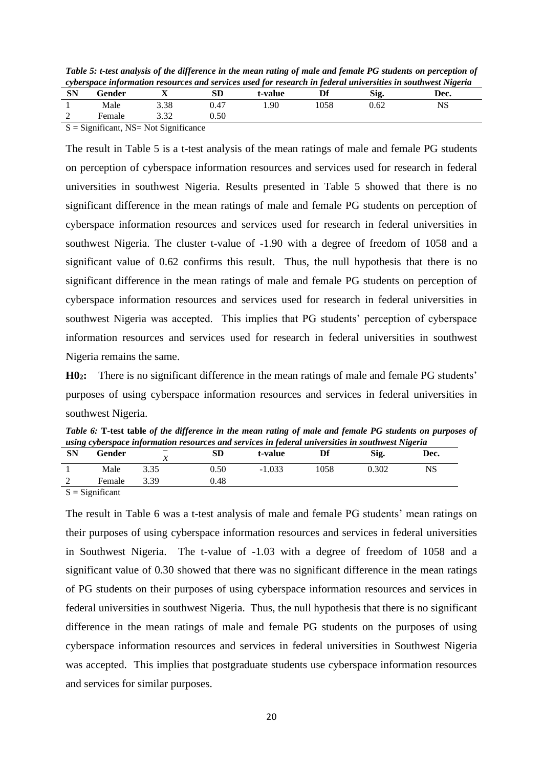*Table 5: t-test analysis of the difference in the mean rating of male and female PG students on perception of cyberspace information resources and services used for research in federal universities in southwest Nigeria*

| SN | Gender | X | SD | t-value | Df | Sig. | Dec. |
|---|---|---|---|---|---|---|---|
| 1 | Male | 3.38 | 0.47 | 1.90 | 1058 | 0.62 | NS |
| 2 | Female | 3.32 | 0.50 | | | | |

S = Significant, NS= Not Significance

The result in Table 5 is a t-test analysis of the mean ratings of male and female PG students on perception of cyberspace information resources and services used for research in federal universities in southwest Nigeria. Results presented in Table 5 showed that there is no significant difference in the mean ratings of male and female PG students on perception of cyberspace information resources and services used for research in federal universities in southwest Nigeria. The cluster t-value of -1.90 with a degree of freedom of 1058 and a significant value of 0.62 confirms this result. Thus, the null hypothesis that there is no significant difference in the mean ratings of male and female PG students on perception of cyberspace information resources and services used for research in federal universities in southwest Nigeria was accepted. This implies that PG students' perception of cyberspace information resources and services used for research in federal universities in southwest Nigeria remains the same.

**$H0_2$:** There is no significant difference in the mean ratings of male and female PG students' purposes of using cyberspace information resources and services in federal universities in southwest Nigeria.

*Table 6:* **T-test table** *of the difference in the mean rating of male and female PG students on purposes of using cyberspace information resources and services in federal universities in southwest Nigeria*

| SN | Gender | $\bar{x}$ | SD | t-value | Df | Sig. | Dec. |
|---|---|---|---|---|---|---|---|
| 1 | Male | 3.35 | 0.50 | -1.033 | 1058 | 0.302 | NS |
| 2 | Female | 3.39 | 0.48 | | | | |

S = Significant

The result in Table 6 was a t-test analysis of male and female PG students' mean ratings on their purposes of using cyberspace information resources and services in federal universities in Southwest Nigeria. The t-value of -1.03 with a degree of freedom of 1058 and a significant value of 0.30 showed that there was no significant difference in the mean ratings of PG students on their purposes of using cyberspace information resources and services in federal universities in southwest Nigeria. Thus, the null hypothesis that there is no significant difference in the mean ratings of male and female PG students on the purposes of using cyberspace information resources and services in federal universities in Southwest Nigeria was accepted. This implies that postgraduate students use cyberspace information resources and services for similar purposes.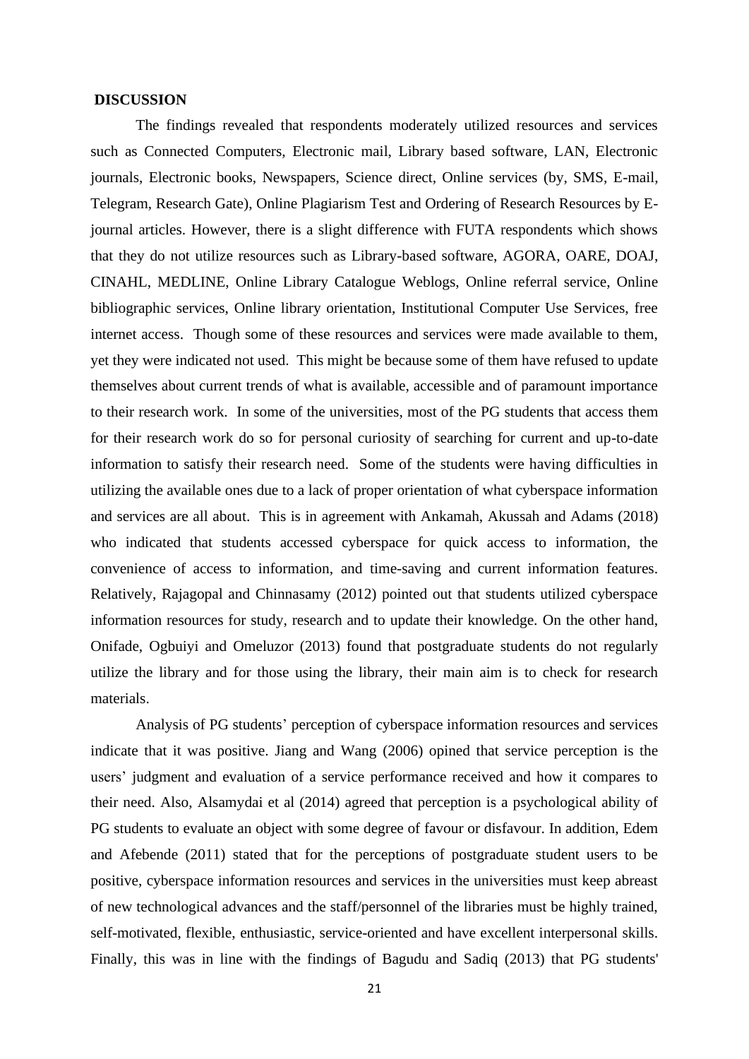**DISCUSSION**

The findings revealed that respondents moderately utilized resources and services such as Connected Computers, Electronic mail, Library based software, LAN, Electronic journals, Electronic books, Newspapers, Science direct, Online services (by, SMS, E-mail, Telegram, Research Gate), Online Plagiarism Test and Ordering of Research Resources by E-journal articles. However, there is a slight difference with FUTA respondents which shows that they do not utilize resources such as Library-based software, AGORA, OARE, DOAJ, CINAHL, MEDLINE, Online Library Catalogue Weblogs, Online referral service, Online bibliographic services, Online library orientation, Institutional Computer Use Services, free internet access. Though some of these resources and services were made available to them, yet they were indicated not used. This might be because some of them have refused to update themselves about current trends of what is available, accessible and of paramount importance to their research work. In some of the universities, most of the PG students that access them for their research work do so for personal curiosity of searching for current and up-to-date information to satisfy their research need. Some of the students were having difficulties in utilizing the available ones due to a lack of proper orientation of what cyberspace information and services are all about. This is in agreement with Ankamah, Akussah and Adams (2018) who indicated that students accessed cyberspace for quick access to information, the convenience of access to information, and time-saving and current information features. Relatively, Rajagopal and Chinnasamy (2012) pointed out that students utilized cyberspace information resources for study, research and to update their knowledge. On the other hand, Onifade, Ogbuiyi and Omeluzor (2013) found that postgraduate students do not regularly utilize the library and for those using the library, their main aim is to check for research materials.

Analysis of PG students' perception of cyberspace information resources and services indicate that it was positive. Jiang and Wang (2006) opined that service perception is the users' judgment and evaluation of a service performance received and how it compares to their need. Also, Alsamydai et al (2014) agreed that perception is a psychological ability of PG students to evaluate an object with some degree of favour or disfavour. In addition, Edem and Afebende (2011) stated that for the perceptions of postgraduate student users to be positive, cyberspace information resources and services in the universities must keep abreast of new technological advances and the staff/personnel of the libraries must be highly trained, self-motivated, flexible, enthusiastic, service-oriented and have excellent interpersonal skills. Finally, this was in line with the findings of Bagudu and Sadiq (2013) that PG students'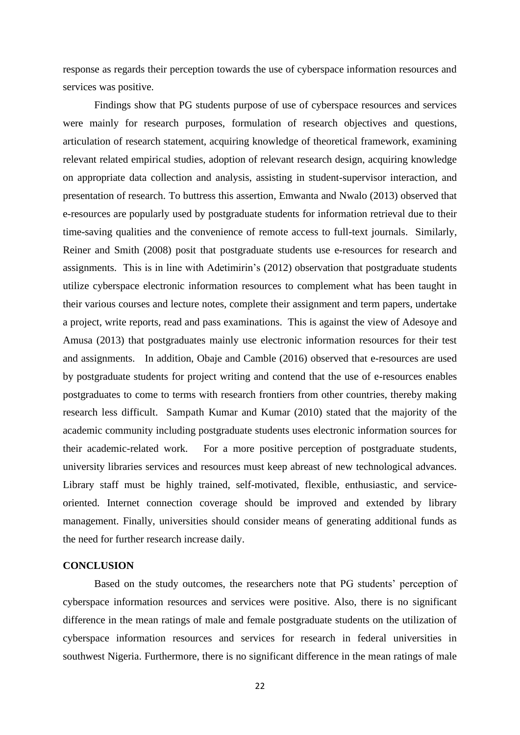response as regards their perception towards the use of cyberspace information resources and services was positive.

Findings show that PG students purpose of use of cyberspace resources and services were mainly for research purposes, formulation of research objectives and questions, articulation of research statement, acquiring knowledge of theoretical framework, examining relevant related empirical studies, adoption of relevant research design, acquiring knowledge on appropriate data collection and analysis, assisting in student-supervisor interaction, and presentation of research. To buttress this assertion, Emwanta and Nwalo (2013) observed that e-resources are popularly used by postgraduate students for information retrieval due to their time-saving qualities and the convenience of remote access to full-text journals. Similarly, Reiner and Smith (2008) posit that postgraduate students use e-resources for research and assignments. This is in line with Adetimirin's (2012) observation that postgraduate students utilize cyberspace electronic information resources to complement what has been taught in their various courses and lecture notes, complete their assignment and term papers, undertake a project, write reports, read and pass examinations. This is against the view of Adesoye and Amusa (2013) that postgraduates mainly use electronic information resources for their test and assignments. In addition, Obaje and Camble (2016) observed that e-resources are used by postgraduate students for project writing and contend that the use of e-resources enables postgraduates to come to terms with research frontiers from other countries, thereby making research less difficult. Sampath Kumar and Kumar (2010) stated that the majority of the academic community including postgraduate students uses electronic information sources for their academic-related work. For a more positive perception of postgraduate students, university libraries services and resources must keep abreast of new technological advances. Library staff must be highly trained, self-motivated, flexible, enthusiastic, and service-oriented. Internet connection coverage should be improved and extended by library management. Finally, universities should consider means of generating additional funds as the need for further research increase daily.

## CONCLUSION

Based on the study outcomes, the researchers note that PG students' perception of cyberspace information resources and services were positive. Also, there is no significant difference in the mean ratings of male and female postgraduate students on the utilization of cyberspace information resources and services for research in federal universities in southwest Nigeria. Furthermore, there is no significant difference in the mean ratings of male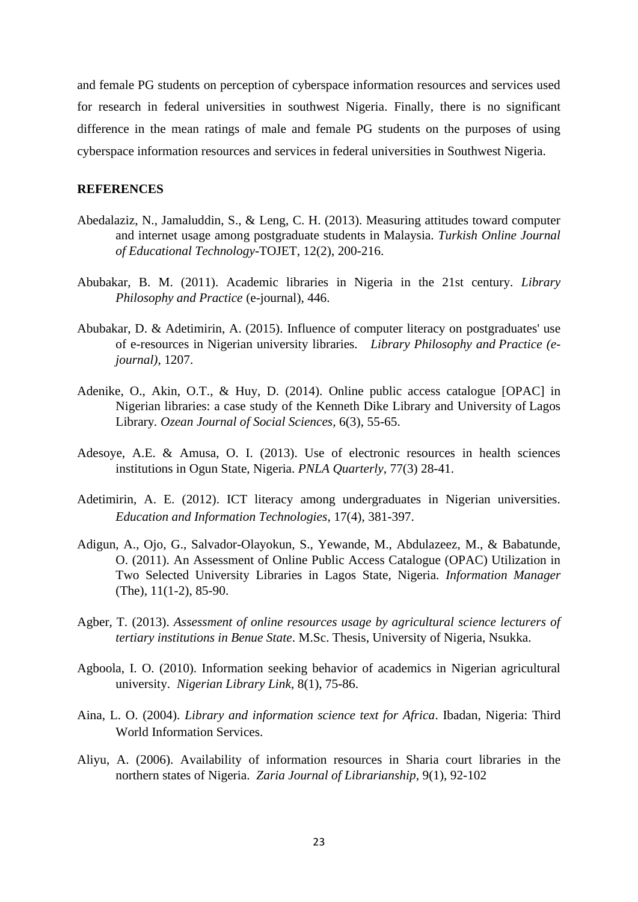and female PG students on perception of cyberspace information resources and services used for research in federal universities in southwest Nigeria. Finally, there is no significant difference in the mean ratings of male and female PG students on the purposes of using cyberspace information resources and services in federal universities in Southwest Nigeria.

## REFERENCES

Abedalaziz, N., Jamaluddin, S., & Leng, C. H. (2013). Measuring attitudes toward computer and internet usage among postgraduate students in Malaysia. *Turkish Online Journal of Educational Technology*-TOJET, 12(2), 200-216.

Abubakar, B. M. (2011). Academic libraries in Nigeria in the 21st century. *Library Philosophy and Practice* (e-journal), 446.

Abubakar, D. & Adetimirin, A. (2015). Influence of computer literacy on postgraduates' use of e-resources in Nigerian university libraries. *Library Philosophy and Practice (e-journal)*, 1207.

Adenike, O., Akin, O.T., & Huy, D. (2014). Online public access catalogue [OPAC] in Nigerian libraries: a case study of the Kenneth Dike Library and University of Lagos Library. *Ozean Journal of Social Sciences*, 6(3), 55-65.

Adesoye, A.E. & Amusa, O. I. (2013). Use of electronic resources in health sciences institutions in Ogun State, Nigeria. *PNLA Quarterly*, 77(3) 28-41.

Adetimirin, A. E. (2012). ICT literacy among undergraduates in Nigerian universities. *Education and Information Technologies*, 17(4), 381-397.

Adigun, A., Ojo, G., Salvador-Olayokun, S., Yewande, M., Abdulazeez, M., & Babatunde, O. (2011). An Assessment of Online Public Access Catalogue (OPAC) Utilization in Two Selected University Libraries in Lagos State, Nigeria. *Information Manager* (The), 11(1-2), 85-90.

Agber, T. (2013). *Assessment of online resources usage by agricultural science lecturers of tertiary institutions in Benue State*. M.Sc. Thesis, University of Nigeria, Nsukka.

Agboola, I. O. (2010). Information seeking behavior of academics in Nigerian agricultural university. *Nigerian Library Link*, 8(1), 75-86.

Aina, L. O. (2004). *Library and information science text for Africa*. Ibadan, Nigeria: Third World Information Services.

Aliyu, A. (2006). Availability of information resources in Sharia court libraries in the northern states of Nigeria. *Zaria Journal of Librarianship*, 9(1), 92-102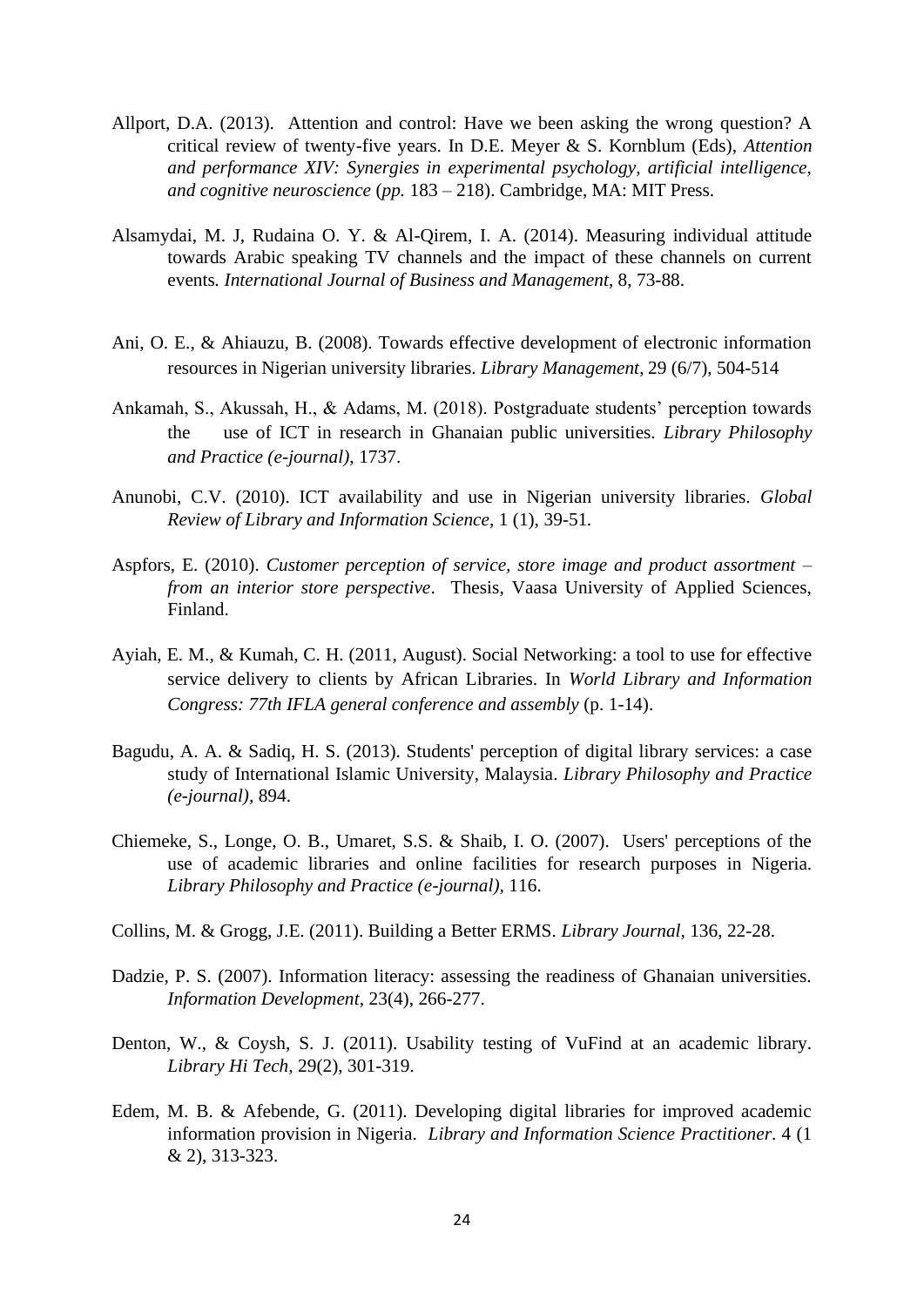Allport, D.A. (2013). Attention and control: Have we been asking the wrong question? A critical review of twenty-five years. In D.E. Meyer & S. Kornblum (Eds), *Attention and performance XIV: Synergies in experimental psychology, artificial intelligence, and cognitive neuroscience* (*pp.* 183 – 218). Cambridge, MA: MIT Press.

Alsamydai, M. J, Rudaina O. Y. & Al-Qirem, I. A. (2014). Measuring individual attitude towards Arabic speaking TV channels and the impact of these channels on current events. *International Journal of Business and Management*, 8, 73-88.

Ani, O. E., & Ahiauzu, B. (2008). Towards effective development of electronic information resources in Nigerian university libraries. *Library Management*, 29 (6/7), 504-514

Ankamah, S., Akussah, H., & Adams, M. (2018). Postgraduate students' perception towards the use of ICT in research in Ghanaian public universities. *Library Philosophy and Practice (e-journal)*, 1737.

Anunobi, C.V. (2010). ICT availability and use in Nigerian university libraries. *Global Review of Library and Information Science*, 1 (1), 39-51.

Aspfors, E. (2010). *Customer perception of service, store image and product assortment – from an interior store perspective*. Thesis, Vaasa University of Applied Sciences, Finland.

Ayiah, E. M., & Kumah, C. H. (2011, August). Social Networking: a tool to use for effective service delivery to clients by African Libraries. In *World Library and Information Congress: 77th IFLA general conference and assembly* (p. 1-14).

Bagudu, A. A. & Sadiq, H. S. (2013). Students' perception of digital library services: a case study of International Islamic University, Malaysia. *Library Philosophy and Practice (e-journal)*, 894.

Chiemeke, S., Longe, O. B., Umaret, S.S. & Shaib, I. O. (2007). Users' perceptions of the use of academic libraries and online facilities for research purposes in Nigeria. *Library Philosophy and Practice (e-journal)*, 116.

Collins, M. & Grogg, J.E. (2011). Building a Better ERMS. *Library Journal*, 136, 22-28.

Dadzie, P. S. (2007). Information literacy: assessing the readiness of Ghanaian universities. *Information Development*, 23(4), 266-277.

Denton, W., & Coysh, S. J. (2011). Usability testing of VuFind at an academic library. *Library Hi Tech*, 29(2), 301-319.

Edem, M. B. & Afebende, G. (2011). Developing digital libraries for improved academic information provision in Nigeria. *Library and Information Science Practitioner*. 4 (1 & 2), 313-323.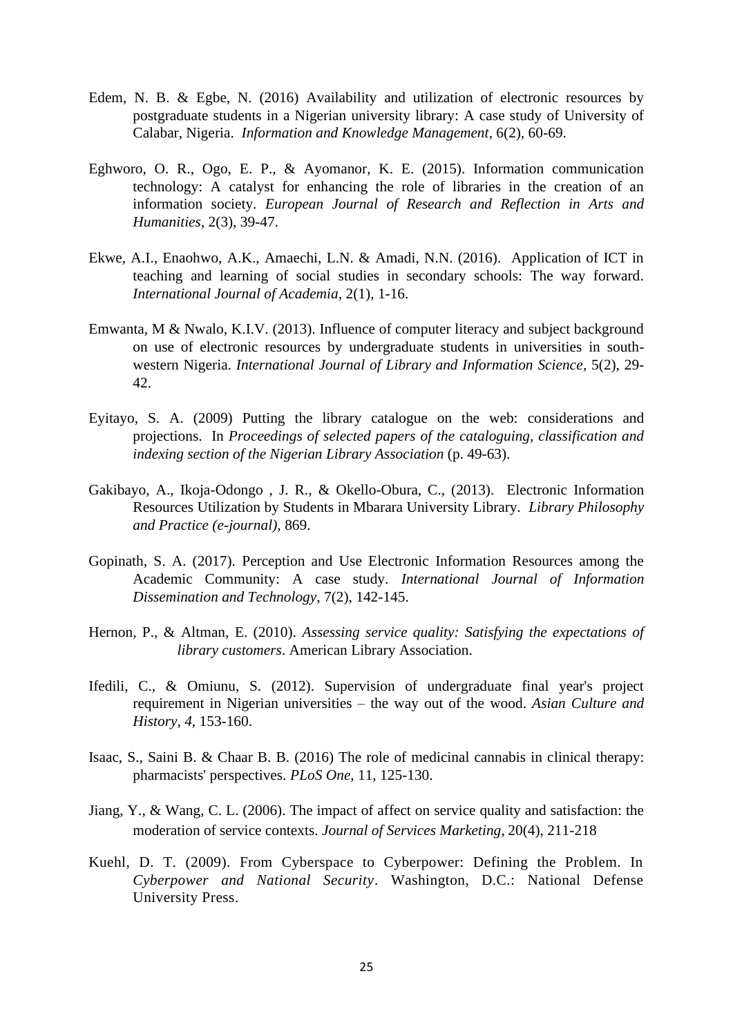Edem, N. B. & Egbe, N. (2016) Availability and utilization of electronic resources by postgraduate students in a Nigerian university library: A case study of University of Calabar, Nigeria. *Information and Knowledge Management*, 6(2), 60-69.

Eghworo, O. R., Ogo, E. P., & Ayomanor, K. E. (2015). Information communication technology: A catalyst for enhancing the role of libraries in the creation of an information society. *European Journal of Research and Reflection in Arts and Humanities*, 2(3), 39-47.

Ekwe, A.I., Enaohwo, A.K., Amaechi, L.N. & Amadi, N.N. (2016). Application of ICT in teaching and learning of social studies in secondary schools: The way forward. *International Journal of Academia*, 2(1), 1-16.

Emwanta, M & Nwalo, K.I.V. (2013). Influence of computer literacy and subject background on use of electronic resources by undergraduate students in universities in south-western Nigeria. *International Journal of Library and Information Science*, 5(2), 29-42.

Eyitayo, S. A. (2009) Putting the library catalogue on the web: considerations and projections. In *Proceedings of selected papers of the cataloguing, classification and indexing section of the Nigerian Library Association* (p. 49-63).

Gakibayo, A., Ikoja-Odongo , J. R., & Okello-Obura, C., (2013). Electronic Information Resources Utilization by Students in Mbarara University Library. *Library Philosophy and Practice (e-journal)*, 869.

Gopinath, S. A. (2017). Perception and Use Electronic Information Resources among the Academic Community: A case study. *International Journal of Information Dissemination and Technology*, 7(2), 142-145.

Hernon, P., & Altman, E. (2010). *Assessing service quality: Satisfying the expectations of library customers*. American Library Association.

Ifedili, C., & Omiunu, S. (2012). Supervision of undergraduate final year's project requirement in Nigerian universities – the way out of the wood. *Asian Culture and History, 4*, 153-160.

Isaac, S., Saini B. & Chaar B. B. (2016) The role of medicinal cannabis in clinical therapy: pharmacists' perspectives. *PLoS One*, 11, 125-130.

Jiang, Y., & Wang, C. L. (2006). The impact of affect on service quality and satisfaction: the moderation of service contexts. *Journal of Services Marketing*, 20(4), 211-218

Kuehl, D. T. (2009). From Cyberspace to Cyberpower: Defining the Problem. In *Cyberpower and National Security*. Washington, D.C.: National Defense University Press.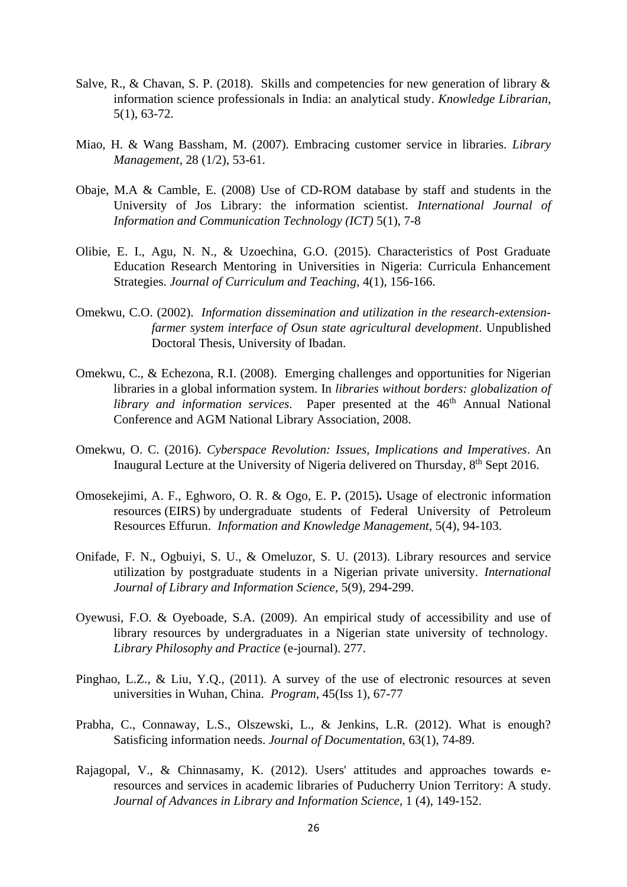Salve, R., & Chavan, S. P. (2018). Skills and competencies for new generation of library & information science professionals in India: an analytical study. *Knowledge Librarian*, 5(1), 63-72.

Miao, H. & Wang Bassham, M. (2007). Embracing customer service in libraries. *Library Management*, 28 (1/2), 53-61.

Obaje, M.A & Camble, E. (2008) Use of CD-ROM database by staff and students in the University of Jos Library: the information scientist. *International Journal of Information and Communication Technology (ICT)* 5(1), 7-8

Olibie, E. I., Agu, N. N., & Uzoechina, G.O. (2015). Characteristics of Post Graduate Education Research Mentoring in Universities in Nigeria: Curricula Enhancement Strategies. *Journal of Curriculum and Teaching*, 4(1), 156-166.

Omekwu, C.O. (2002). *Information dissemination and utilization in the research-extension-farmer system interface of Osun state agricultural development*. Unpublished Doctoral Thesis, University of Ibadan.

Omekwu, C., & Echezona, R.I. (2008). Emerging challenges and opportunities for Nigerian libraries in a global information system. In *libraries without borders: globalization of library and information services*. Paper presented at the 46th Annual National Conference and AGM National Library Association, 2008.

Omekwu, O. C. (2016). *Cyberspace Revolution: Issues, Implications and Imperatives*. An Inaugural Lecture at the University of Nigeria delivered on Thursday, 8th Sept 2016.

Omosekejimi, A. F., Eghworo, O. R. & Ogo, E. P**.** (2015)**.** Usage of electronic information resources (EIRS) by undergraduate students of Federal University of Petroleum Resources Effurun. *Information and Knowledge Management*, 5(4), 94-103.

Onifade, F. N., Ogbuiyi, S. U., & Omeluzor, S. U. (2013). Library resources and service utilization by postgraduate students in a Nigerian private university. *International Journal of Library and Information Science*, 5(9), 294-299.

Oyewusi, F.O. & Oyeboade, S.A. (2009). An empirical study of accessibility and use of library resources by undergraduates in a Nigerian state university of technology. *Library Philosophy and Practice* (e-journal). 277.

Pinghao, L.Z., & Liu, Y.Q., (2011). A survey of the use of electronic resources at seven universities in Wuhan, China. *Program*, 45(Iss 1), 67-77

Prabha, C., Connaway, L.S., Olszewski, L., & Jenkins, L.R. (2012). What is enough? Satisficing information needs. *Journal of Documentation*, 63(1), 74-89.

Rajagopal, V., & Chinnasamy, K. (2012). Users' attitudes and approaches towards e-resources and services in academic libraries of Puducherry Union Territory: A study. *Journal of Advances in Library and Information Science*, 1 (4), 149-152.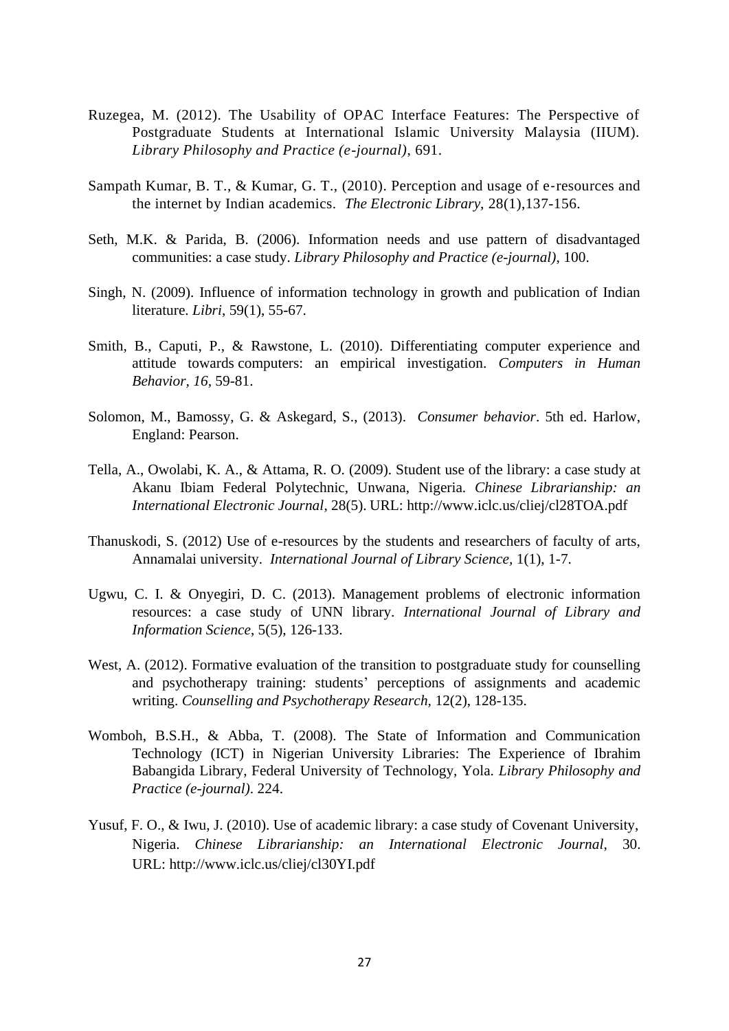Ruzegea, M. (2012). The Usability of OPAC Interface Features: The Perspective of Postgraduate Students at International Islamic University Malaysia (IIUM). *Library Philosophy and Practice (e-journal)*, 691.

Sampath Kumar, B. T., & Kumar, G. T., (2010). Perception and usage of e-resources and the internet by Indian academics. *The Electronic Library*, 28(1),137-156.

Seth, M.K. & Parida, B. (2006). Information needs and use pattern of disadvantaged communities: a case study. *Library Philosophy and Practice (e-journal)*, 100.

Singh, N. (2009). Influence of information technology in growth and publication of Indian literature. *Libri*, 59(1), 55-67.

Smith, B., Caputi, P., & Rawstone, L. (2010). Differentiating computer experience and attitude towards computers: an empirical investigation. *Computers in Human Behavior, 16*, 59-81.

Solomon, M., Bamossy, G. & Askegard, S., (2013). *Consumer behavior*. 5th ed. Harlow, England: Pearson.

Tella, A., Owolabi, K. A., & Attama, R. O. (2009). Student use of the library: a case study at Akanu Ibiam Federal Polytechnic, Unwana, Nigeria. *Chinese Librarianship: an International Electronic Journal*, 28(5). URL: http://www.iclc.us/cliej/cl28TOA.pdf

Thanuskodi, S. (2012) Use of e-resources by the students and researchers of faculty of arts, Annamalai university. *International Journal of Library Science*, 1(1), 1-7.

Ugwu, C. I. & Onyegiri, D. C. (2013). Management problems of electronic information resources: a case study of UNN library. *International Journal of Library and Information Science*, 5(5), 126-133.

West, A. (2012). Formative evaluation of the transition to postgraduate study for counselling and psychotherapy training: students' perceptions of assignments and academic writing. *Counselling and Psychotherapy Research*, 12(2), 128-135.

Womboh, B.S.H., & Abba, T. (2008). The State of Information and Communication Technology (ICT) in Nigerian University Libraries: The Experience of Ibrahim Babangida Library, Federal University of Technology, Yola. *Library Philosophy and Practice (e-journal)*. 224.

Yusuf, F. O., & Iwu, J. (2010). Use of academic library: a case study of Covenant University, Nigeria. *Chinese Librarianship: an International Electronic Journal*, 30. URL: http://www.iclc.us/cliej/cl30YI.pdf